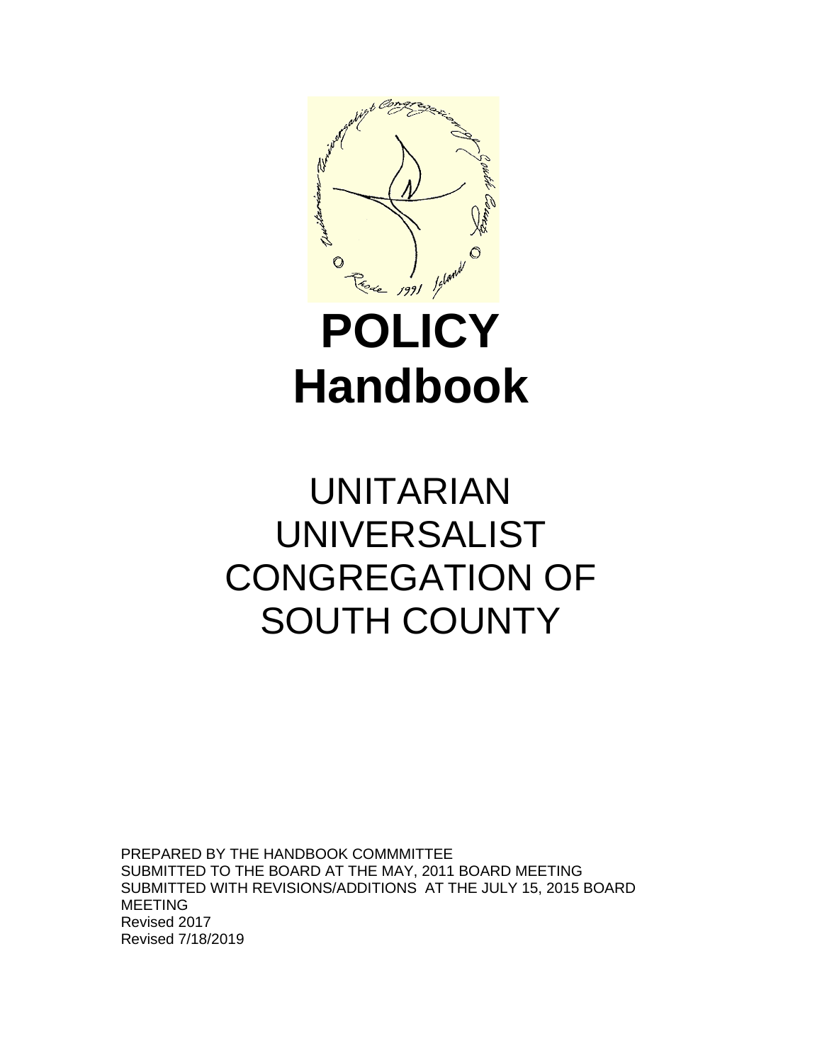# POLICY Handbook

# UNITARIAN UNIVERSALIST CONGREGATION OF SOUTH COUNTY

PREPARED BY THE HANDBOOK COMMMITTEE
SUBMITTED TO THE BOARD AT THE MAY, 2011 BOARD MEETING
SUBMITTED WITH REVISIONS/ADDITIONS AT THE JULY 15, 2015 BOARD MEETING
Revised 2017
Revised 7/18/2019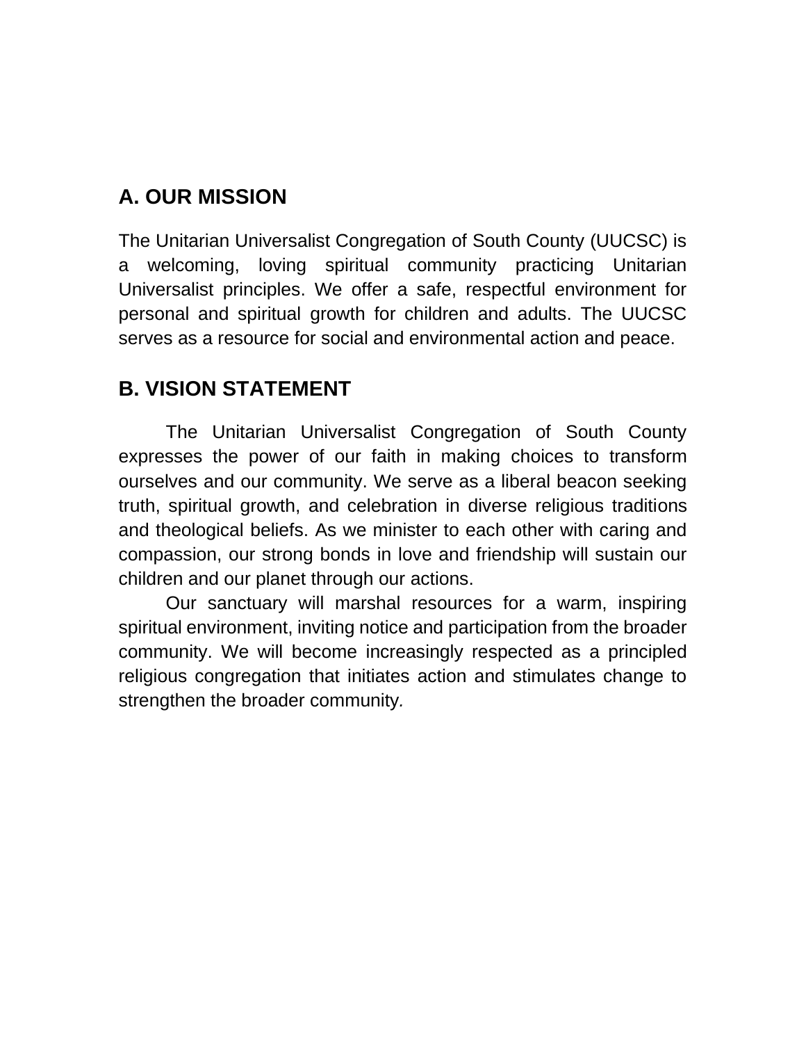## A. OUR MISSION

The Unitarian Universalist Congregation of South County (UUCSC) is a welcoming, loving spiritual community practicing Unitarian Universalist principles. We offer a safe, respectful environment for personal and spiritual growth for children and adults. The UUCSC serves as a resource for social and environmental action and peace.

## B. VISION STATEMENT

The Unitarian Universalist Congregation of South County expresses the power of our faith in making choices to transform ourselves and our community. We serve as a liberal beacon seeking truth, spiritual growth, and celebration in diverse religious traditions and theological beliefs. As we minister to each other with caring and compassion, our strong bonds in love and friendship will sustain our children and our planet through our actions.

Our sanctuary will marshal resources for a warm, inspiring spiritual environment, inviting notice and participation from the broader community. We will become increasingly respected as a principled religious congregation that initiates action and stimulates change to strengthen the broader community.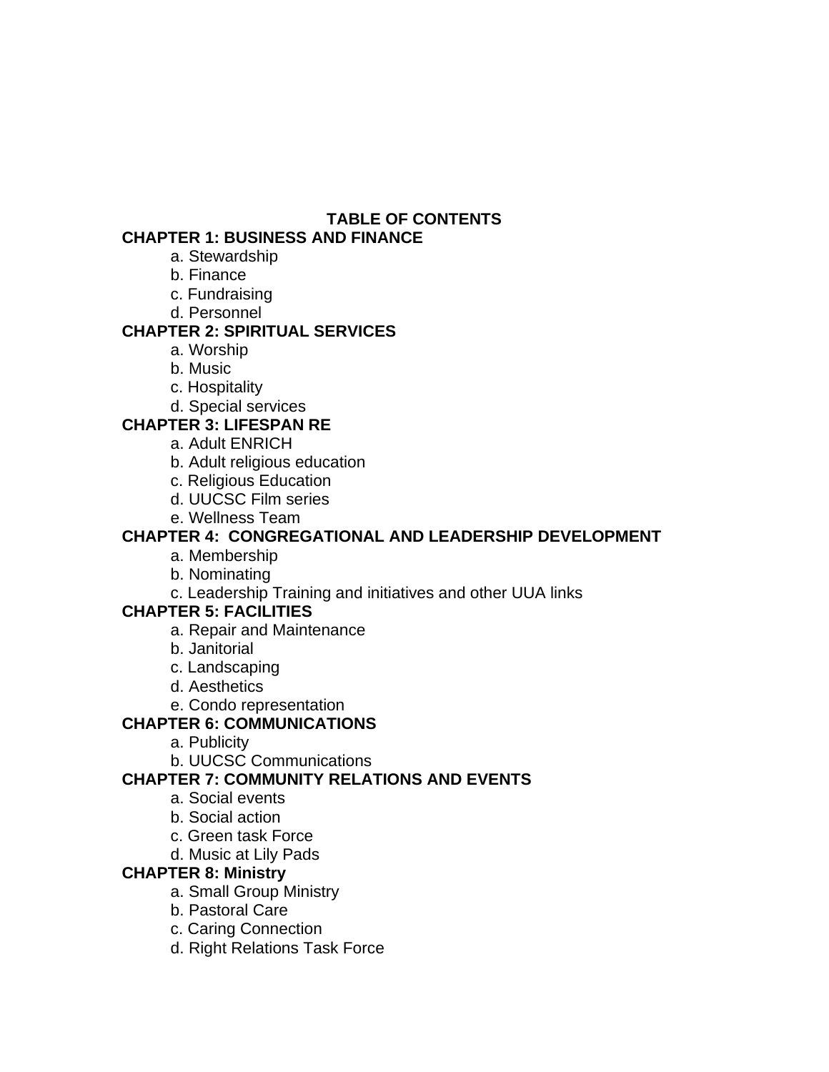# TABLE OF CONTENTS

**CHAPTER 1: BUSINESS AND FINANCE**

- a. Stewardship
- b. Finance
- c. Fundraising
- d. Personnel

**CHAPTER 2: SPIRITUAL SERVICES**

- a. Worship
- b. Music
- c. Hospitality
- d. Special services

**CHAPTER 3: LIFESPAN RE**

- a. Adult ENRICH
- b. Adult religious education
- c. Religious Education
- d. UUCSC Film series
- e. Wellness Team

**CHAPTER 4: CONGREGATIONAL AND LEADERSHIP DEVELOPMENT**

- a. Membership
- b. Nominating
- c. Leadership Training and initiatives and other UUA links

**CHAPTER 5: FACILITIES**

- a. Repair and Maintenance
- b. Janitorial
- c. Landscaping
- d. Aesthetics
- e. Condo representation

**CHAPTER 6: COMMUNICATIONS**

- a. Publicity
- b. UUCSC Communications

**CHAPTER 7: COMMUNITY RELATIONS AND EVENTS**

- a. Social events
- b. Social action
- c. Green task Force
- d. Music at Lily Pads

**CHAPTER 8: Ministry**

- a. Small Group Ministry
- b. Pastoral Care
- c. Caring Connection
- d. Right Relations Task Force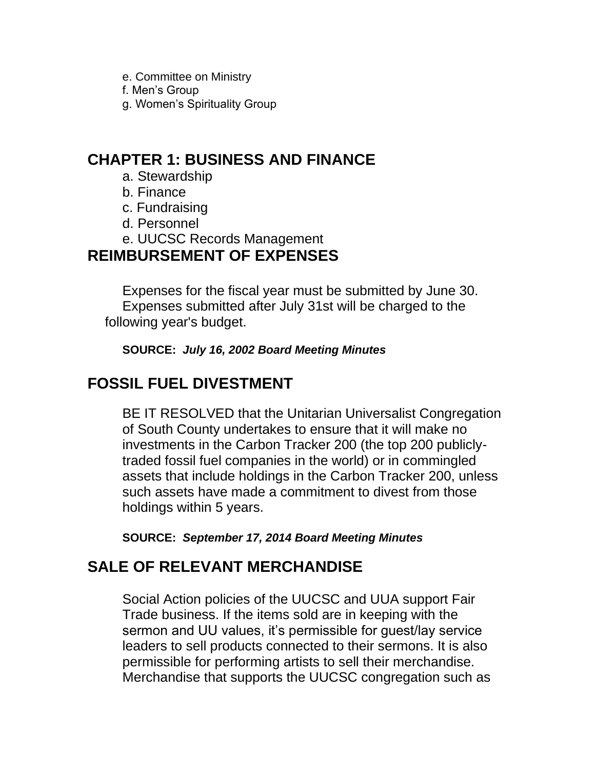e. Committee on Ministry
f. Men's Group
g. Women's Spirituality Group

## CHAPTER 1: BUSINESS AND FINANCE

a. Stewardship
b. Finance
c. Fundraising
d. Personnel
e. UUCSC Records Management

## REIMBURSEMENT OF EXPENSES

Expenses for the fiscal year must be submitted by June 30. Expenses submitted after July 31st will be charged to the following year's budget.

**SOURCE:** ***July 16, 2002 Board Meeting Minutes***

## FOSSIL FUEL DIVESTMENT

BE IT RESOLVED that the Unitarian Universalist Congregation of South County undertakes to ensure that it will make no investments in the Carbon Tracker 200 (the top 200 publicly-traded fossil fuel companies in the world) or in commingled assets that include holdings in the Carbon Tracker 200, unless such assets have made a commitment to divest from those holdings within 5 years.

**SOURCE:** ***September 17, 2014 Board Meeting Minutes***

## SALE OF RELEVANT MERCHANDISE

Social Action policies of the UUCSC and UUA support Fair Trade business. If the items sold are in keeping with the sermon and UU values, it's permissible for guest/lay service leaders to sell products connected to their sermons. It is also permissible for performing artists to sell their merchandise. Merchandise that supports the UUCSC congregation such as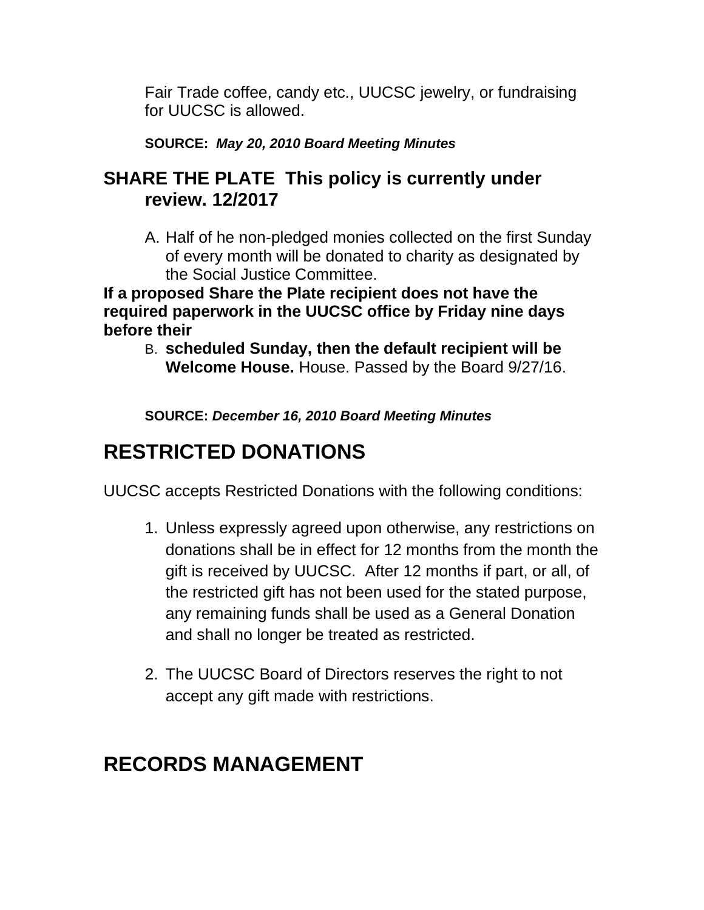Fair Trade coffee, candy etc., UUCSC jewelry, or fundraising for UUCSC is allowed.

**SOURCE:** ***May 20, 2010 Board Meeting Minutes***

## SHARE THE PLATE This policy is currently under review. 12/2017

A. Half of he non-pledged monies collected on the first Sunday of every month will be donated to charity as designated by the Social Justice Committee.

**If a proposed Share the Plate recipient does not have the required paperwork in the UUCSC office by Friday nine days before their**

B. **scheduled Sunday, then the default recipient will be Welcome House.** House. Passed by the Board 9/27/16.

**SOURCE:** ***December 16, 2010 Board Meeting Minutes***

# RESTRICTED DONATIONS

UUCSC accepts Restricted Donations with the following conditions:

1. Unless expressly agreed upon otherwise, any restrictions on donations shall be in effect for 12 months from the month the gift is received by UUCSC. After 12 months if part, or all, of the restricted gift has not been used for the stated purpose, any remaining funds shall be used as a General Donation and shall no longer be treated as restricted.

2. The UUCSC Board of Directors reserves the right to not accept any gift made with restrictions.

# RECORDS MANAGEMENT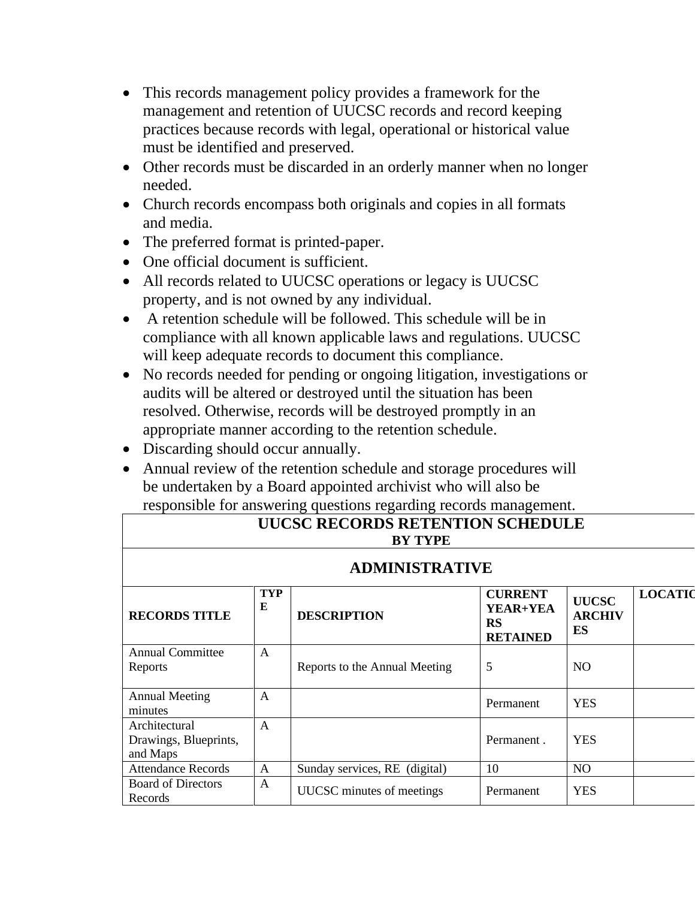- This records management policy provides a framework for the management and retention of UUCSC records and record keeping practices because records with legal, operational or historical value must be identified and preserved.
- Other records must be discarded in an orderly manner when no longer needed.
- Church records encompass both originals and copies in all formats and media.
- The preferred format is printed-paper.
- One official document is sufficient.
- All records related to UUCSC operations or legacy is UUCSC property, and is not owned by any individual.
- A retention schedule will be followed. This schedule will be in compliance with all known applicable laws and regulations. UUCSC will keep adequate records to document this compliance.
- No records needed for pending or ongoing litigation, investigations or audits will be altered or destroyed until the situation has been resolved. Otherwise, records will be destroyed promptly in an appropriate manner according to the retention schedule.
- Discarding should occur annually.
- Annual review of the retention schedule and storage procedures will be undertaken by a Board appointed archivist who will also be responsible for answering questions regarding records management.

| **UUCSC RECORDS RETENTION SCHEDULE BY TYPE** | | | | | |
|---|---|---|---|---|---|
| **ADMINISTRATIVE** | | | | | |
| **RECORDS TITLE** | **TYPE** | **DESCRIPTION** | **CURRENT YEAR+YEARS RETAINED** | **UUCSC ARCHIVES** | **LOCATIO** |
| Annual Committee Reports | A | Reports to the Annual Meeting | 5 | NO | |
| Annual Meeting minutes | A | | Permanent | YES | |
| Architectural Drawings, Blueprints, and Maps | A | | Permanent . | YES | |
| Attendance Records | A | Sunday services, RE (digital) | 10 | NO | |
| Board of Directors Records | A | UUCSC minutes of meetings | Permanent | YES | |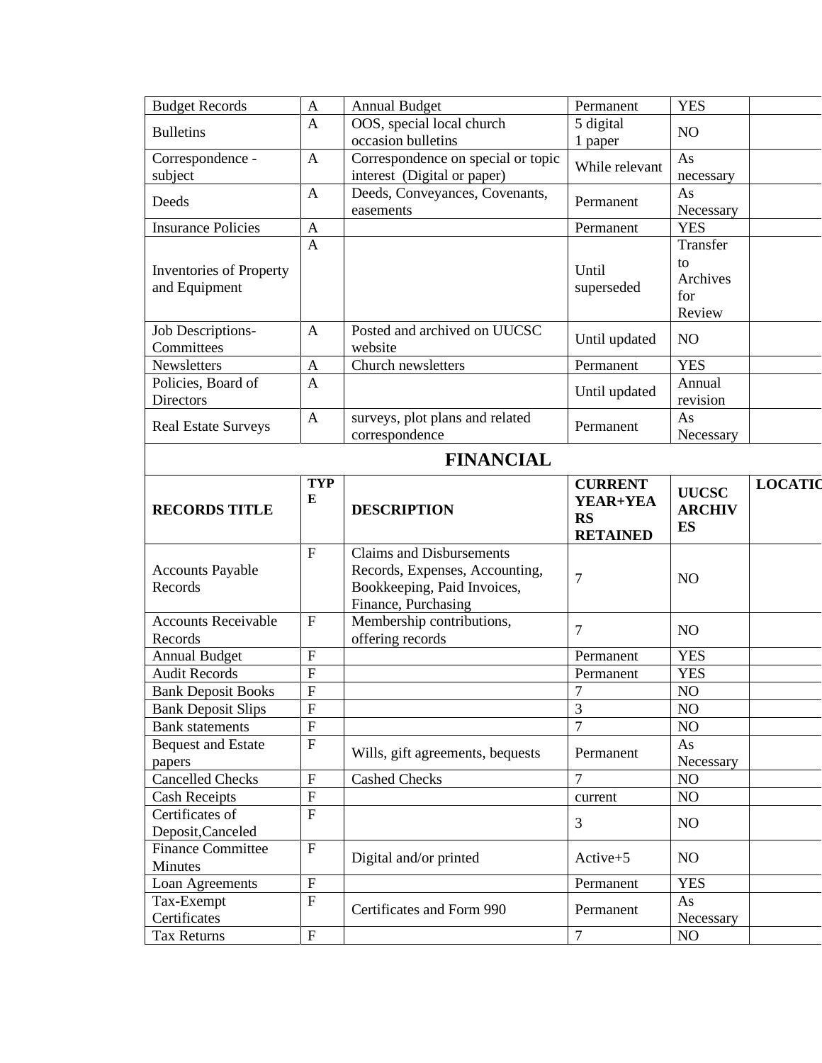| Budget Records | A | Annual Budget | Permanent | YES | |
|---|---|---|---|---|---|
| Bulletins | A | OOS, special local church occasion bulletins | 5 digital 1 paper | NO | |
| Correspondence - subject | A | Correspondence on special or topic interest (Digital or paper) | While relevant | As necessary | |
| Deeds | A | Deeds, Conveyances, Covenants, easements | Permanent | As Necessary | |
| Insurance Policies | A | | Permanent | YES | |
| Inventories of Property and Equipment | A | | Until superseded | Transfer to Archives for Review | |
| Job Descriptions-Committees | A | Posted and archived on UUCSC website | Until updated | NO | |
| Newsletters | A | Church newsletters | Permanent | YES | |
| Policies, Board of Directors | A | | Until updated | Annual revision | |
| Real Estate Surveys | A | surveys, plot plans and related correspondence | Permanent | As Necessary | |

## FINANCIAL

| RECORDS TITLE | TYPE | DESCRIPTION | CURRENT YEAR+YEARS RETAINED | UUCSC ARCHIVES | LOCATIO |
|---|---|---|---|---|---|
| Accounts Payable Records | F | Claims and Disbursements Records, Expenses, Accounting, Bookkeeping, Paid Invoices, Finance, Purchasing | 7 | NO | |
| Accounts Receivable Records | F | Membership contributions, offering records | 7 | NO | |
| Annual Budget | F | | Permanent | YES | |
| Audit Records | F | | Permanent | YES | |
| Bank Deposit Books | F | | 7 | NO | |
| Bank Deposit Slips | F | | 3 | NO | |
| Bank statements | F | | 7 | NO | |
| Bequest and Estate papers | F | Wills, gift agreements, bequests | Permanent | As Necessary | |
| Cancelled Checks | F | Cashed Checks | 7 | NO | |
| Cash Receipts | F | | current | NO | |
| Certificates of Deposit,Canceled | F | | 3 | NO | |
| Finance Committee Minutes | F | Digital and/or printed | Active+5 | NO | |
| Loan Agreements | F | | Permanent | YES | |
| Tax-Exempt Certificates | F | Certificates and Form 990 | Permanent | As Necessary | |
| Tax Returns | F | | 7 | NO | |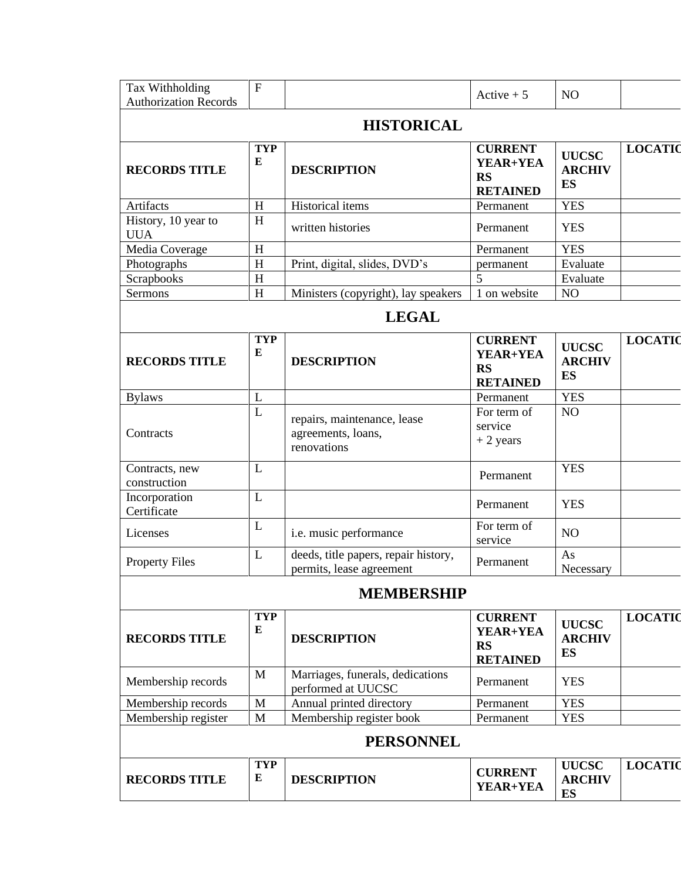| Tax Withholding Authorization Records | F | | Active + 5 | NO | |
|---|---|---|---|---|---|

## HISTORICAL

| RECORDS TITLE | TYPE | DESCRIPTION | CURRENT YEAR+YEARS RETAINED | UUCSC ARCHIVES | LOCATIO |
|---|---|---|---|---|---|
| Artifacts | H | Historical items | Permanent | YES | |
| History, 10 year to UUA | H | written histories | Permanent | YES | |
| Media Coverage | H | | Permanent | YES | |
| Photographs | H | Print, digital, slides, DVD's | permanent | Evaluate | |
| Scrapbooks | H | | 5 | Evaluate | |
| Sermons | H | Ministers (copyright), lay speakers | 1 on website | NO | |

## LEGAL

| RECORDS TITLE | TYPE | DESCRIPTION | CURRENT YEAR+YEARS RETAINED | UUCSC ARCHIVES | LOCATIO |
|---|---|---|---|---|---|
| Bylaws | L | | Permanent | YES | |
| Contracts | L | repairs, maintenance, lease agreements, loans, renovations | For term of service + 2 years | NO | |
| Contracts, new construction | L | | Permanent | YES | |
| Incorporation Certificate | L | | Permanent | YES | |
| Licenses | L | i.e. music performance | For term of service | NO | |
| Property Files | L | deeds, title papers, repair history, permits, lease agreement | Permanent | As Necessary | |

## MEMBERSHIP

| RECORDS TITLE | TYPE | DESCRIPTION | CURRENT YEAR+YEARS RETAINED | UUCSC ARCHIVES | LOCATIO |
|---|---|---|---|---|---|
| Membership records | M | Marriages, funerals, dedications performed at UUCSC | Permanent | YES | |
| Membership records | M | Annual printed directory | Permanent | YES | |
| Membership register | M | Membership register book | Permanent | YES | |

## PERSONNEL

| RECORDS TITLE | TYPE | DESCRIPTION | CURRENT YEAR+YEA | UUCSC ARCHIVES | LOCATIO |
|---|---|---|---|---|---|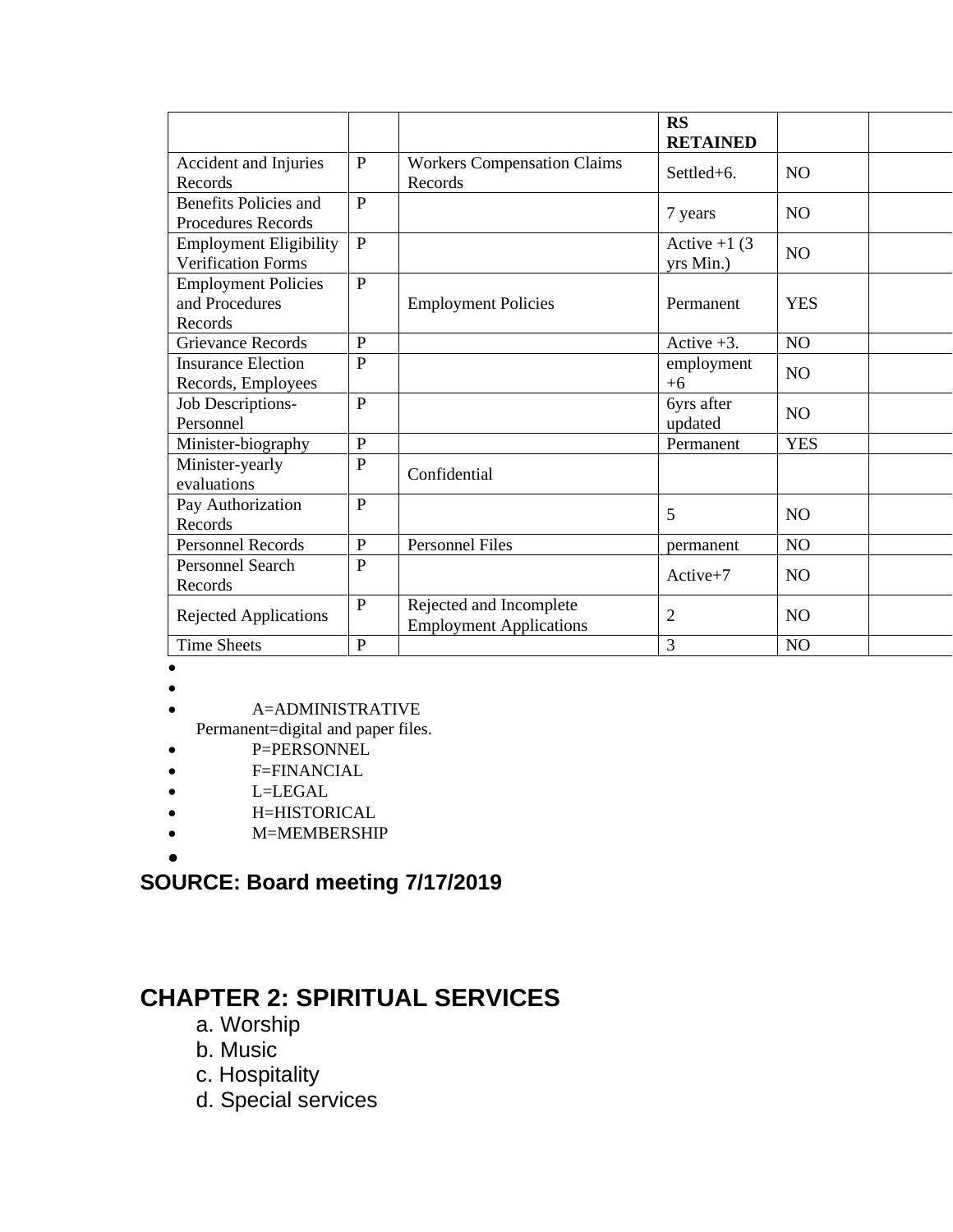| | | | RS RETAINED | | |
|---|---|---|---|---|---|
| Accident and Injuries Records | P | Workers Compensation Claims Records | Settled+6. | NO | |
| Benefits Policies and Procedures Records | P | | 7 years | NO | |
| Employment Eligibility Verification Forms | P | | Active +1 (3 yrs Min.) | NO | |
| Employment Policies and Procedures Records | P | Employment Policies | Permanent | YES | |
| Grievance Records | P | | Active +3. | NO | |
| Insurance Election Records, Employees | P | | employment +6 | NO | |
| Job Descriptions-Personnel | P | | 6yrs after updated | NO | |
| Minister-biography | P | | Permanent | YES | |
| Minister-yearly evaluations | P | Confidential | | | |
| Pay Authorization Records | P | | 5 | NO | |
| Personnel Records | P | Personnel Files | permanent | NO | |
| Personnel Search Records | P | | Active+7 | NO | |
| Rejected Applications | P | Rejected and Incomplete Employment Applications | 2 | NO | |
| Time Sheets | P | | 3 | NO | |

- A=ADMINISTRATIVE
  Permanent=digital and paper files.
- P=PERSONNEL
- F=FINANCIAL
- L=LEGAL
- H=HISTORICAL
- M=MEMBERSHIP

**SOURCE: Board meeting 7/17/2019**

# CHAPTER 2: SPIRITUAL SERVICES

a. Worship
b. Music
c. Hospitality
d. Special services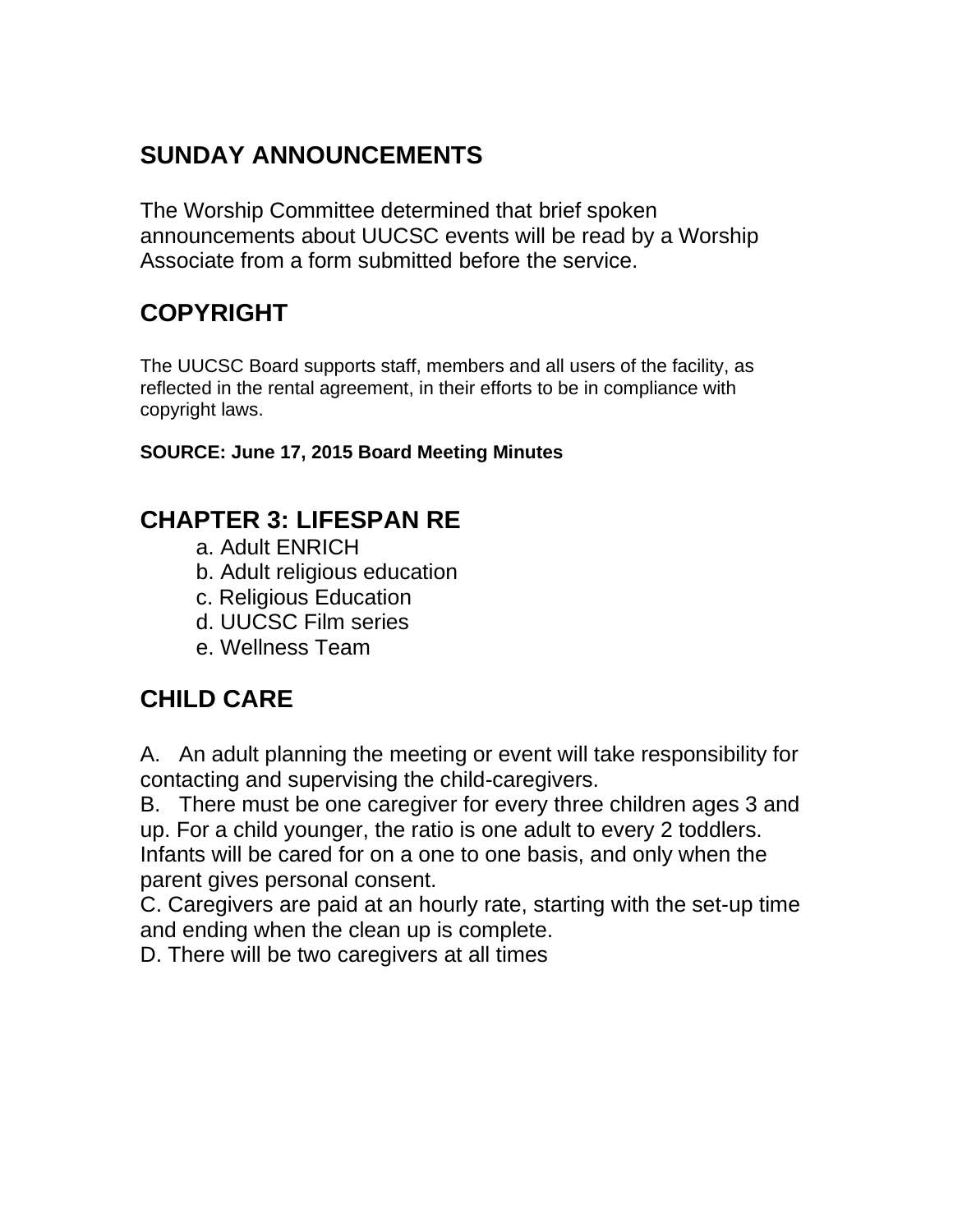## SUNDAY ANNOUNCEMENTS

The Worship Committee determined that brief spoken announcements about UUCSC events will be read by a Worship Associate from a form submitted before the service.

## COPYRIGHT

The UUCSC Board supports staff, members and all users of the facility, as reflected in the rental agreement, in their efforts to be in compliance with copyright laws.

**SOURCE: June 17, 2015 Board Meeting Minutes**

## CHAPTER 3: LIFESPAN RE

a. Adult ENRICH
b. Adult religious education
c. Religious Education
d. UUCSC Film series
e. Wellness Team

## CHILD CARE

A. An adult planning the meeting or event will take responsibility for contacting and supervising the child-caregivers.
B. There must be one caregiver for every three children ages 3 and up. For a child younger, the ratio is one adult to every 2 toddlers. Infants will be cared for on a one to one basis, and only when the parent gives personal consent.
C. Caregivers are paid at an hourly rate, starting with the set-up time and ending when the clean up is complete.
D. There will be two caregivers at all times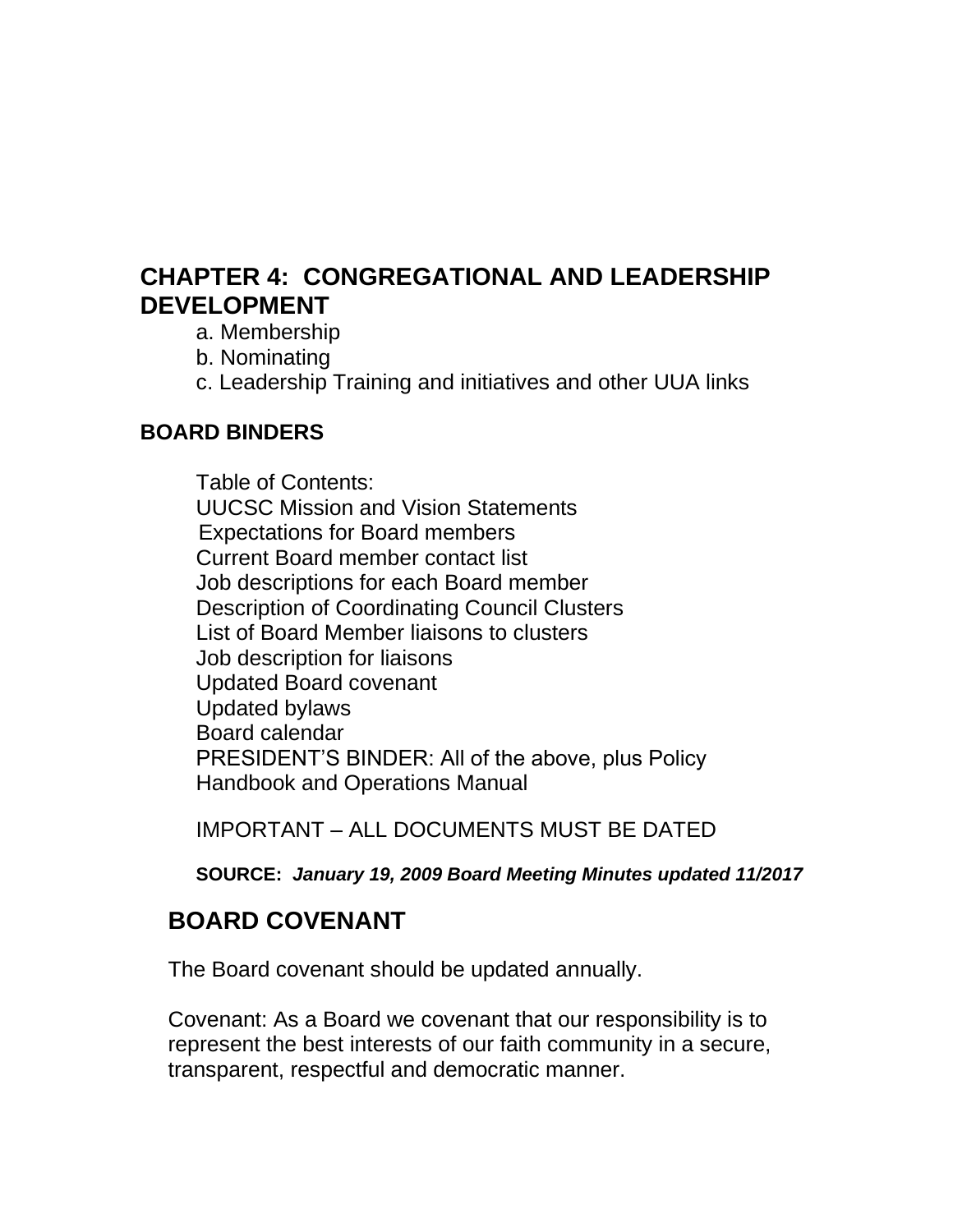## CHAPTER 4: CONGREGATIONAL AND LEADERSHIP DEVELOPMENT

a. Membership
b. Nominating
c. Leadership Training and initiatives and other UUA links

### BOARD BINDERS

Table of Contents:
UUCSC Mission and Vision Statements
Expectations for Board members
Current Board member contact list
Job descriptions for each Board member
Description of Coordinating Council Clusters
List of Board Member liaisons to clusters
Job description for liaisons
Updated Board covenant
Updated bylaws
Board calendar
PRESIDENT'S BINDER: All of the above, plus Policy Handbook and Operations Manual

IMPORTANT – ALL DOCUMENTS MUST BE DATED

**SOURCE:** ***January 19, 2009 Board Meeting Minutes updated 11/2017***

## BOARD COVENANT

The Board covenant should be updated annually.

Covenant: As a Board we covenant that our responsibility is to represent the best interests of our faith community in a secure, transparent, respectful and democratic manner.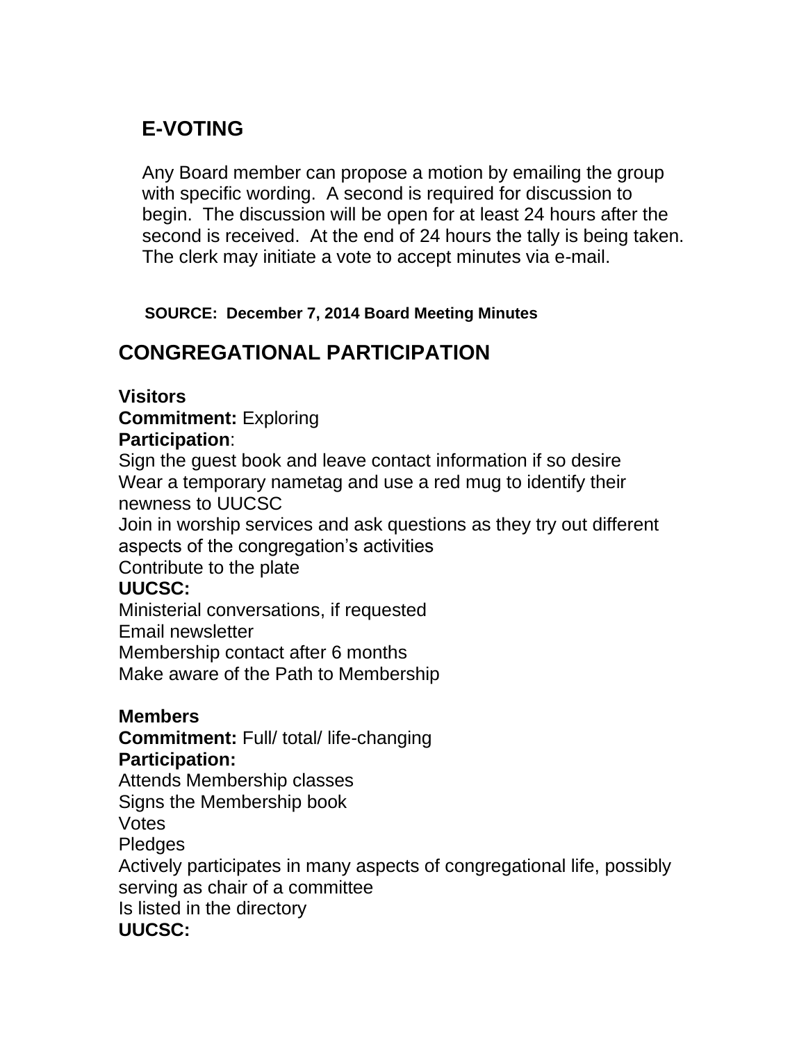## E-VOTING

Any Board member can propose a motion by emailing the group with specific wording. A second is required for discussion to begin. The discussion will be open for at least 24 hours after the second is received. At the end of 24 hours the tally is being taken. The clerk may initiate a vote to accept minutes via e-mail.

**SOURCE: December 7, 2014 Board Meeting Minutes**

## CONGREGATIONAL PARTICIPATION

**Visitors**
**Commitment:** Exploring
**Participation**:
Sign the guest book and leave contact information if so desire
Wear a temporary nametag and use a red mug to identify their newness to UUCSC
Join in worship services and ask questions as they try out different aspects of the congregation's activities
Contribute to the plate
**UUCSC:**
Ministerial conversations, if requested
Email newsletter
Membership contact after 6 months
Make aware of the Path to Membership

**Members**
**Commitment:** Full/ total/ life-changing
**Participation:**
Attends Membership classes
Signs the Membership book
Votes
Pledges
Actively participates in many aspects of congregational life, possibly serving as chair of a committee
Is listed in the directory
**UUCSC:**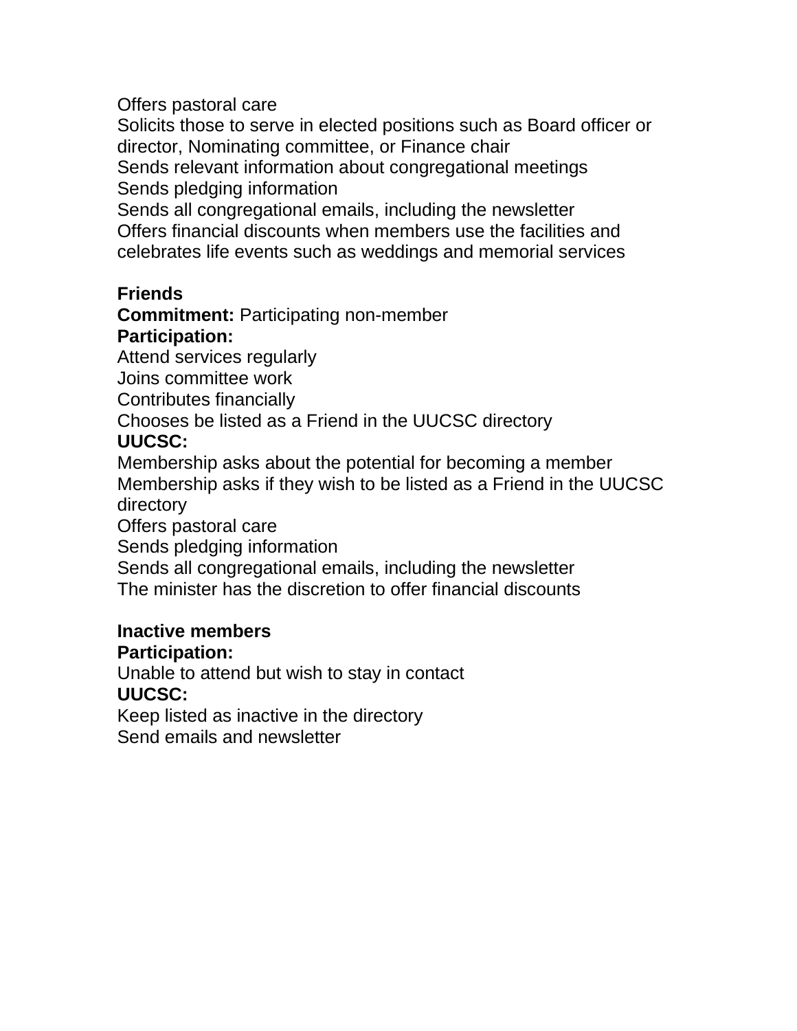Offers pastoral care
Solicits those to serve in elected positions such as Board officer or director, Nominating committee, or Finance chair
Sends relevant information about congregational meetings
Sends pledging information
Sends all congregational emails, including the newsletter
Offers financial discounts when members use the facilities and celebrates life events such as weddings and memorial services

**Friends**
**Commitment:** Participating non-member
**Participation:**
Attend services regularly
Joins committee work
Contributes financially
Chooses be listed as a Friend in the UUCSC directory
**UUCSC:**
Membership asks about the potential for becoming a member
Membership asks if they wish to be listed as a Friend in the UUCSC directory
Offers pastoral care
Sends pledging information
Sends all congregational emails, including the newsletter
The minister has the discretion to offer financial discounts

**Inactive members**
**Participation:**
Unable to attend but wish to stay in contact
**UUCSC:**
Keep listed as inactive in the directory
Send emails and newsletter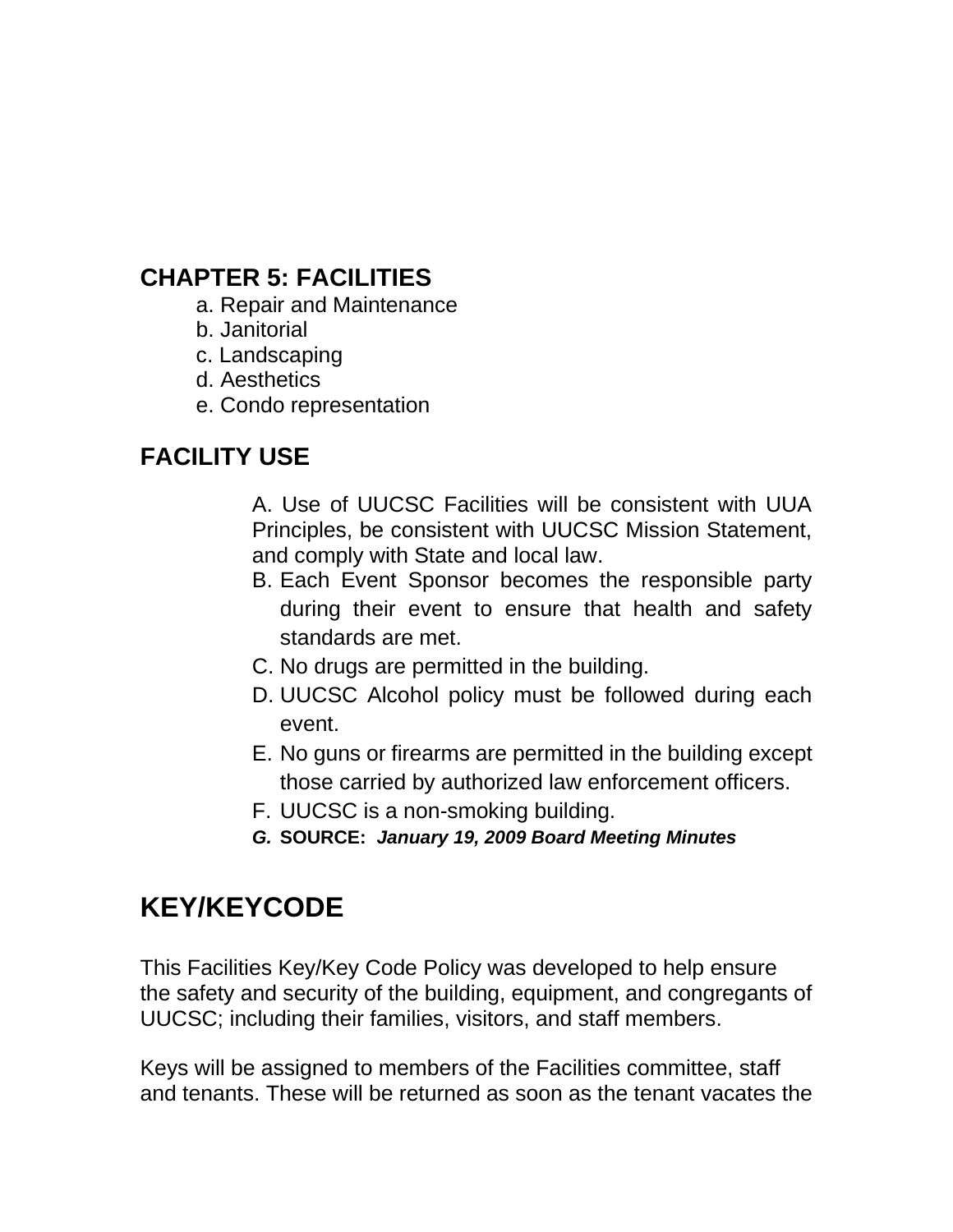## CHAPTER 5: FACILITIES

a. Repair and Maintenance
b. Janitorial
c. Landscaping
d. Aesthetics
e. Condo representation

## FACILITY USE

A. Use of UUCSC Facilities will be consistent with UUA Principles, be consistent with UUCSC Mission Statement, and comply with State and local law.
B. Each Event Sponsor becomes the responsible party during their event to ensure that health and safety standards are met.
C. No drugs are permitted in the building.
D. UUCSC Alcohol policy must be followed during each event.
E. No guns or firearms are permitted in the building except those carried by authorized law enforcement officers.
F. UUCSC is a non-smoking building.
*G.* **SOURCE:** ***January 19, 2009 Board Meeting Minutes***

## KEY/KEYCODE

This Facilities Key/Key Code Policy was developed to help ensure the safety and security of the building, equipment, and congregants of UUCSC; including their families, visitors, and staff members.

Keys will be assigned to members of the Facilities committee, staff and tenants. These will be returned as soon as the tenant vacates the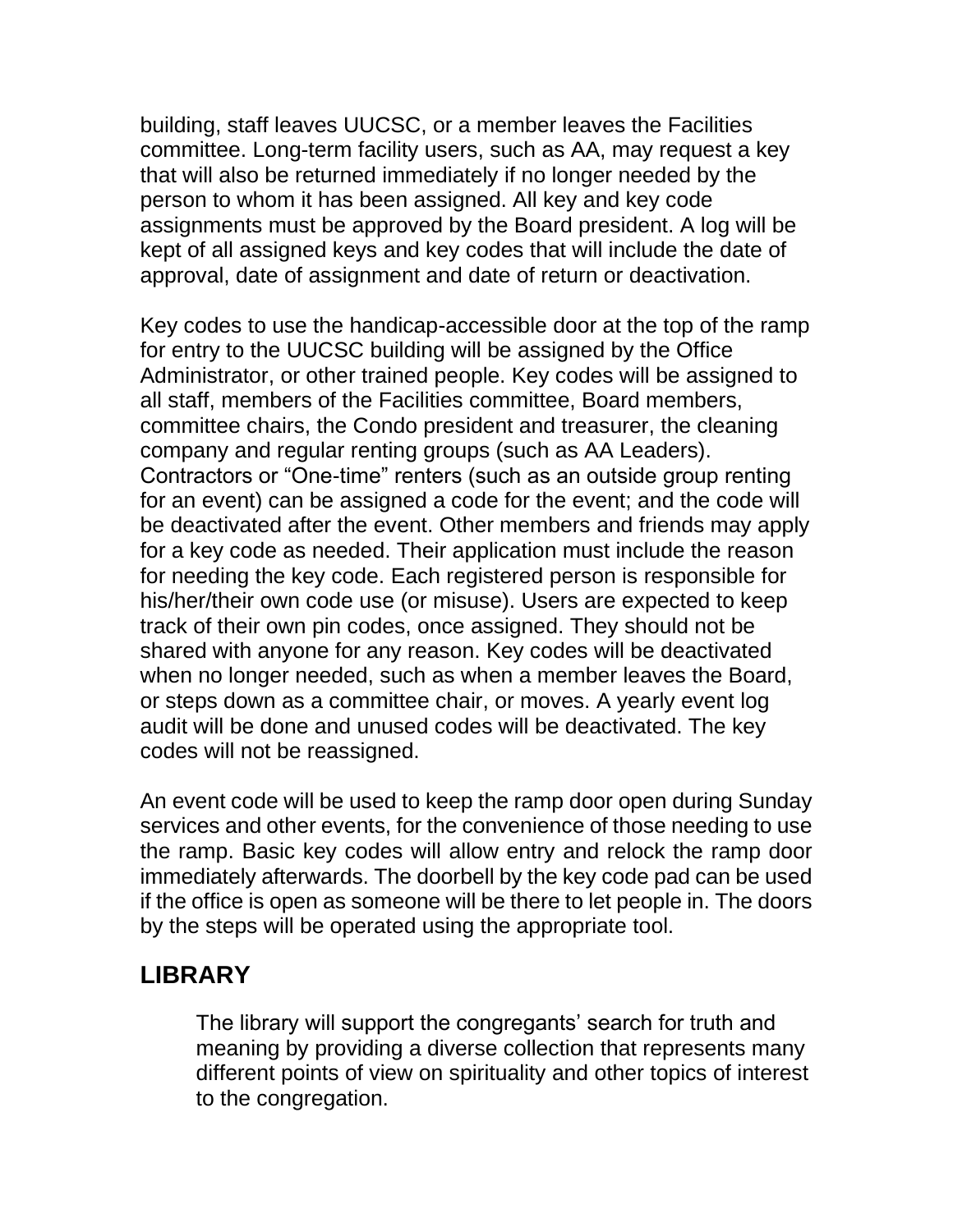building, staff leaves UUCSC, or a member leaves the Facilities committee. Long-term facility users, such as AA, may request a key that will also be returned immediately if no longer needed by the person to whom it has been assigned. All key and key code assignments must be approved by the Board president. A log will be kept of all assigned keys and key codes that will include the date of approval, date of assignment and date of return or deactivation.

Key codes to use the handicap-accessible door at the top of the ramp for entry to the UUCSC building will be assigned by the Office Administrator, or other trained people. Key codes will be assigned to all staff, members of the Facilities committee, Board members, committee chairs, the Condo president and treasurer, the cleaning company and regular renting groups (such as AA Leaders). Contractors or "One-time" renters (such as an outside group renting for an event) can be assigned a code for the event; and the code will be deactivated after the event. Other members and friends may apply for a key code as needed. Their application must include the reason for needing the key code. Each registered person is responsible for his/her/their own code use (or misuse). Users are expected to keep track of their own pin codes, once assigned. They should not be shared with anyone for any reason. Key codes will be deactivated when no longer needed, such as when a member leaves the Board, or steps down as a committee chair, or moves. A yearly event log audit will be done and unused codes will be deactivated. The key codes will not be reassigned.

An event code will be used to keep the ramp door open during Sunday services and other events, for the convenience of those needing to use the ramp. Basic key codes will allow entry and relock the ramp door immediately afterwards. The doorbell by the key code pad can be used if the office is open as someone will be there to let people in. The doors by the steps will be operated using the appropriate tool.

## LIBRARY

The library will support the congregants' search for truth and meaning by providing a diverse collection that represents many different points of view on spirituality and other topics of interest to the congregation.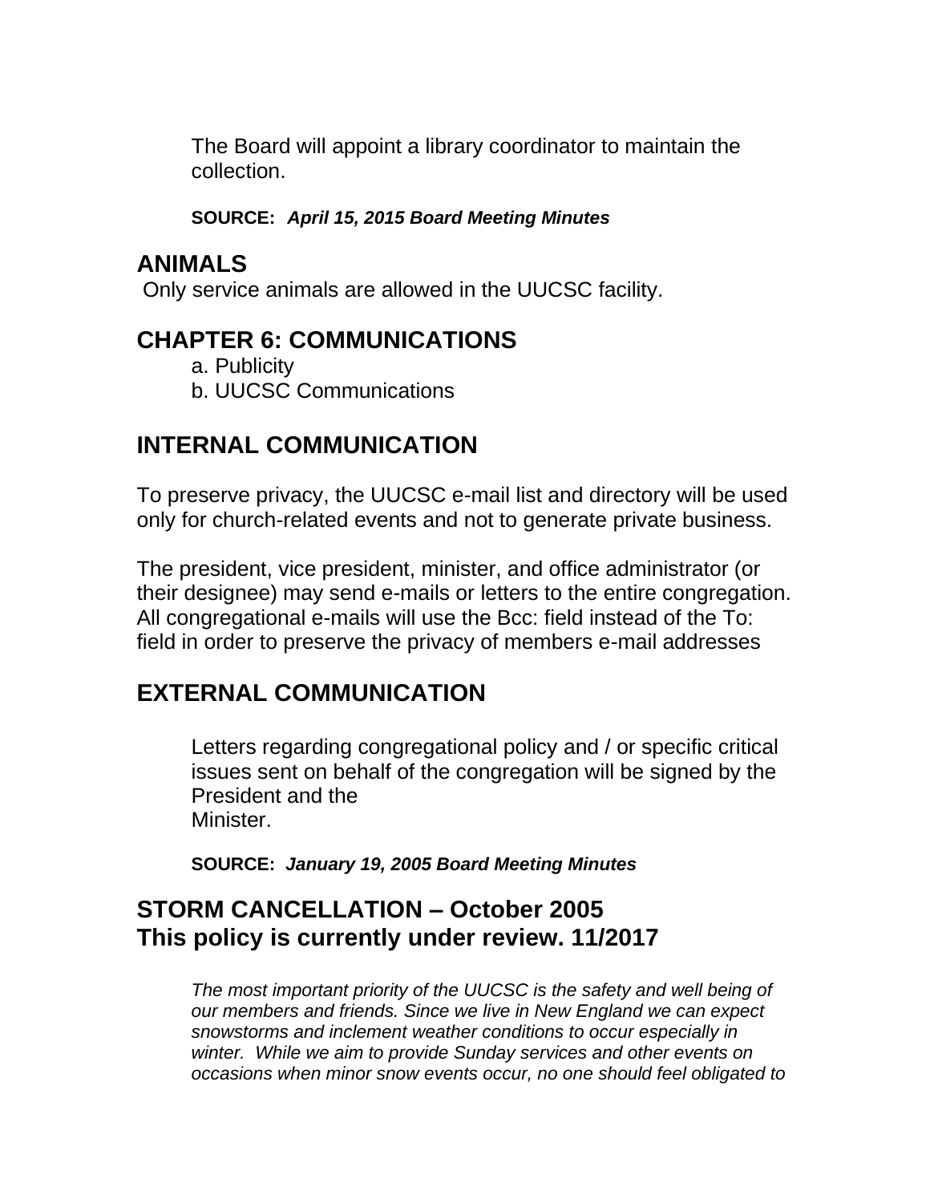The Board will appoint a library coordinator to maintain the collection.

**SOURCE:** ***April 15, 2015 Board Meeting Minutes***

## ANIMALS

Only service animals are allowed in the UUCSC facility.

## CHAPTER 6: COMMUNICATIONS

a. Publicity
b. UUCSC Communications

## INTERNAL COMMUNICATION

To preserve privacy, the UUCSC e-mail list and directory will be used only for church-related events and not to generate private business.

The president, vice president, minister, and office administrator (or their designee) may send e-mails or letters to the entire congregation. All congregational e-mails will use the Bcc: field instead of the To: field in order to preserve the privacy of members e-mail addresses

## EXTERNAL COMMUNICATION

Letters regarding congregational policy and / or specific critical issues sent on behalf of the congregation will be signed by the President and the
Minister.

**SOURCE:** ***January 19, 2005 Board Meeting Minutes***

## STORM CANCELLATION – October 2005
## This policy is currently under review. 11/2017

*The most important priority of the UUCSC is the safety and well being of our members and friends. Since we live in New England we can expect snowstorms and inclement weather conditions to occur especially in winter. While we aim to provide Sunday services and other events on occasions when minor snow events occur, no one should feel obligated to*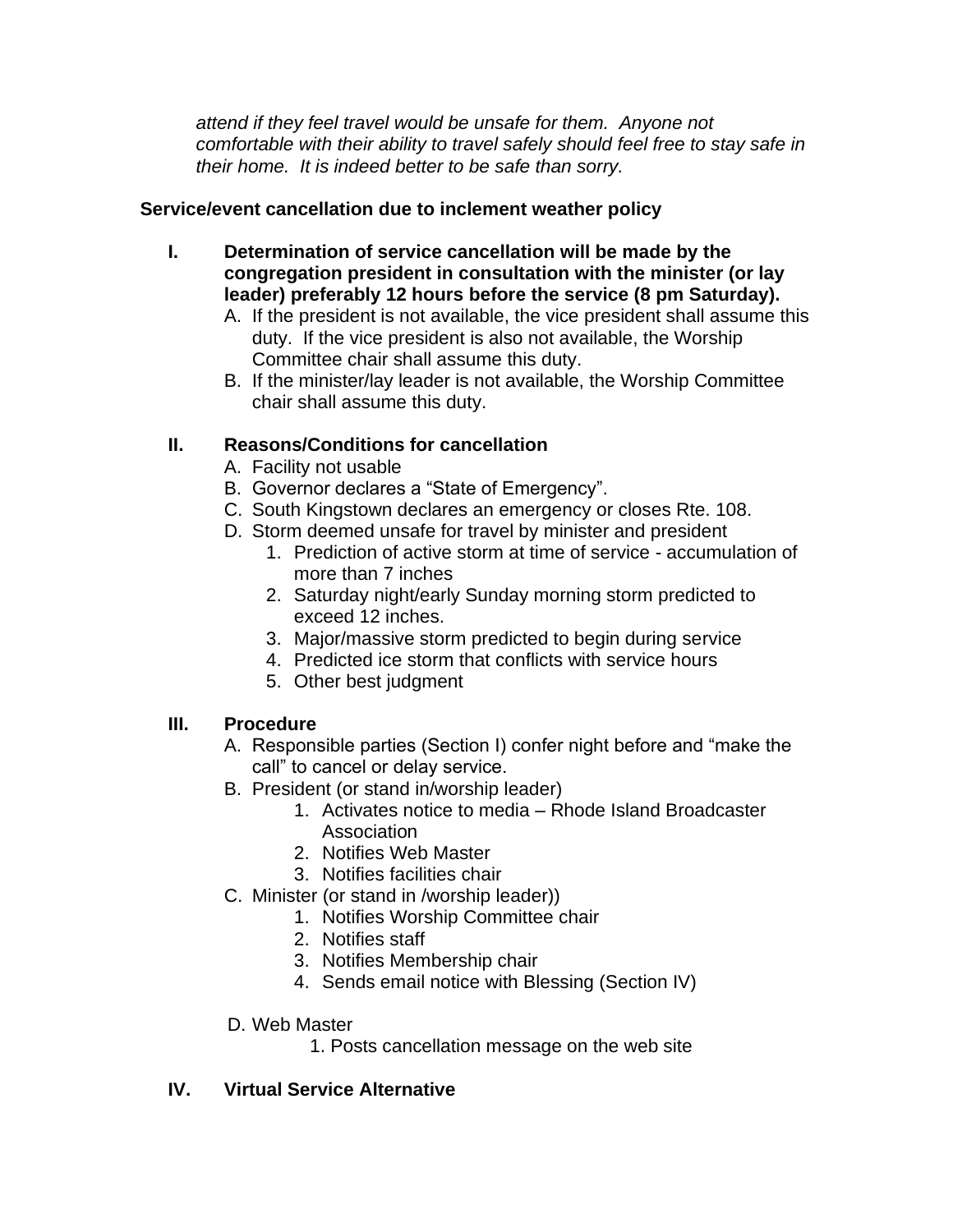*attend if they feel travel would be unsafe for them. Anyone not comfortable with their ability to travel safely should feel free to stay safe in their home. It is indeed better to be safe than sorry.*

**Service/event cancellation due to inclement weather policy**

**I. Determination of service cancellation will be made by the congregation president in consultation with the minister (or lay leader) preferably 12 hours before the service (8 pm Saturday).**

A. If the president is not available, the vice president shall assume this duty. If the vice president is also not available, the Worship Committee chair shall assume this duty.

B. If the minister/lay leader is not available, the Worship Committee chair shall assume this duty.

**II. Reasons/Conditions for cancellation**

A. Facility not usable

B. Governor declares a "State of Emergency".

C. South Kingstown declares an emergency or closes Rte. 108.

D. Storm deemed unsafe for travel by minister and president

1. Prediction of active storm at time of service - accumulation of more than 7 inches
2. Saturday night/early Sunday morning storm predicted to exceed 12 inches.
3. Major/massive storm predicted to begin during service
4. Predicted ice storm that conflicts with service hours
5. Other best judgment

**III. Procedure**

A. Responsible parties (Section I) confer night before and "make the call" to cancel or delay service.

B. President (or stand in/worship leader)

1. Activates notice to media – Rhode Island Broadcaster Association
2. Notifies Web Master
3. Notifies facilities chair

C. Minister (or stand in /worship leader))

1. Notifies Worship Committee chair
2. Notifies staff
3. Notifies Membership chair
4. Sends email notice with Blessing (Section IV)

D. Web Master

1. Posts cancellation message on the web site

**IV. Virtual Service Alternative**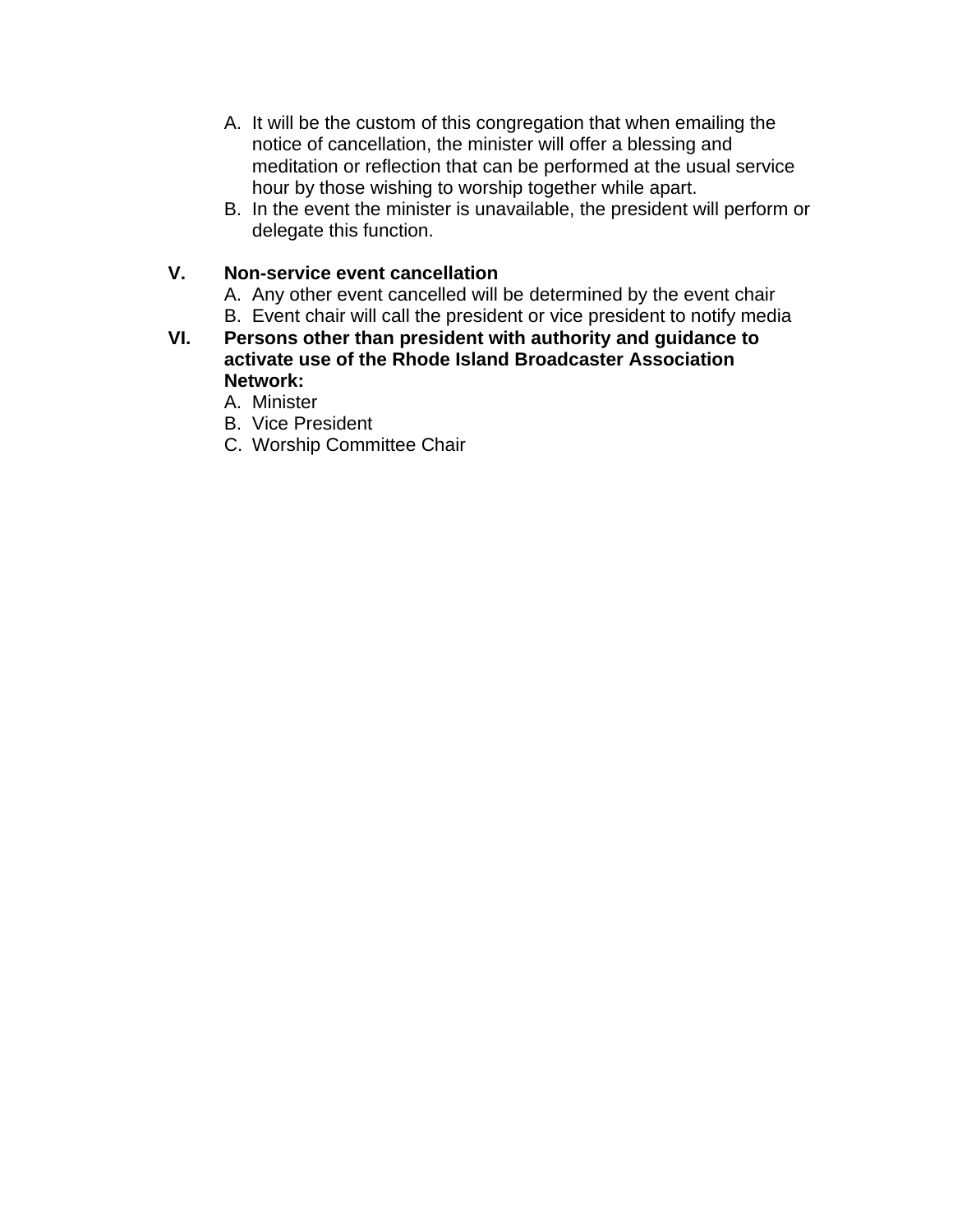A. It will be the custom of this congregation that when emailing the notice of cancellation, the minister will offer a blessing and meditation or reflection that can be performed at the usual service hour by those wishing to worship together while apart.
B. In the event the minister is unavailable, the president will perform or delegate this function.

**V. Non-service event cancellation**

A. Any other event cancelled will be determined by the event chair
B. Event chair will call the president or vice president to notify media

**VI. Persons other than president with authority and guidance to activate use of the Rhode Island Broadcaster Association Network:**

A. Minister
B. Vice President
C. Worship Committee Chair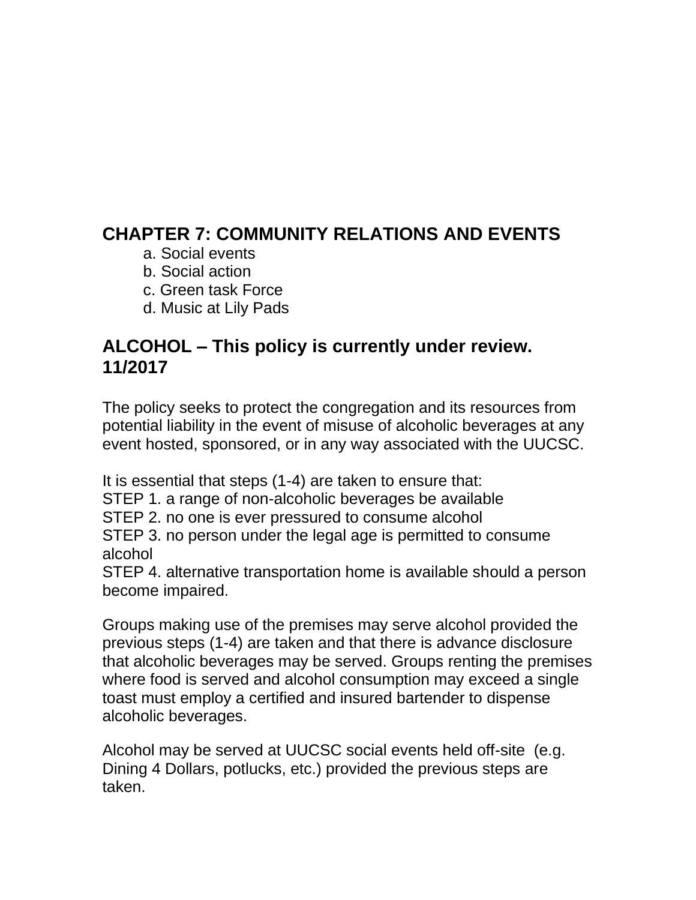## CHAPTER 7: COMMUNITY RELATIONS AND EVENTS

a. Social events
b. Social action
c. Green task Force
d. Music at Lily Pads

## ALCOHOL – This policy is currently under review. 11/2017

The policy seeks to protect the congregation and its resources from potential liability in the event of misuse of alcoholic beverages at any event hosted, sponsored, or in any way associated with the UUCSC.

It is essential that steps (1-4) are taken to ensure that:
STEP 1. a range of non-alcoholic beverages be available
STEP 2. no one is ever pressured to consume alcohol
STEP 3. no person under the legal age is permitted to consume alcohol
STEP 4. alternative transportation home is available should a person become impaired.

Groups making use of the premises may serve alcohol provided the previous steps (1-4) are taken and that there is advance disclosure that alcoholic beverages may be served. Groups renting the premises where food is served and alcohol consumption may exceed a single toast must employ a certified and insured bartender to dispense alcoholic beverages.

Alcohol may be served at UUCSC social events held off-site (e.g. Dining 4 Dollars, potlucks, etc.) provided the previous steps are taken.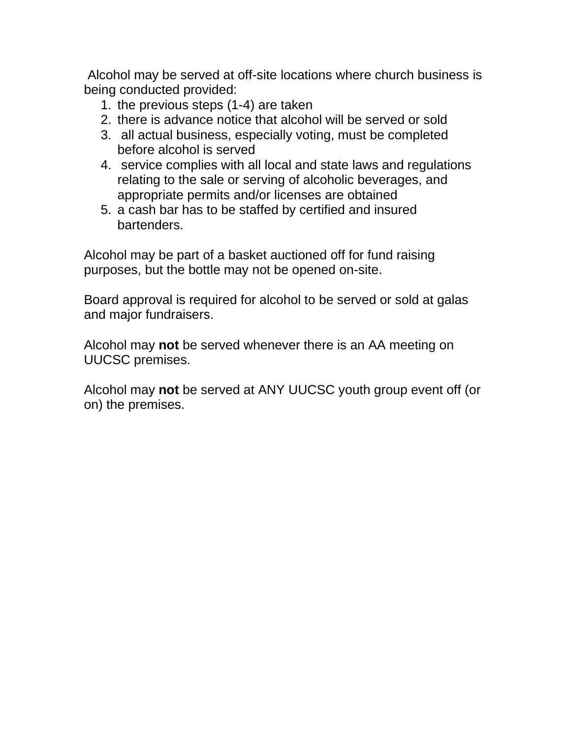Alcohol may be served at off-site locations where church business is being conducted provided:

1. the previous steps (1-4) are taken
2. there is advance notice that alcohol will be served or sold
3. all actual business, especially voting, must be completed before alcohol is served
4. service complies with all local and state laws and regulations relating to the sale or serving of alcoholic beverages, and appropriate permits and/or licenses are obtained
5. a cash bar has to be staffed by certified and insured bartenders.

Alcohol may be part of a basket auctioned off for fund raising purposes, but the bottle may not be opened on-site.

Board approval is required for alcohol to be served or sold at galas and major fundraisers.

Alcohol may **not** be served whenever there is an AA meeting on UUCSC premises.

Alcohol may **not** be served at ANY UUCSC youth group event off (or on) the premises.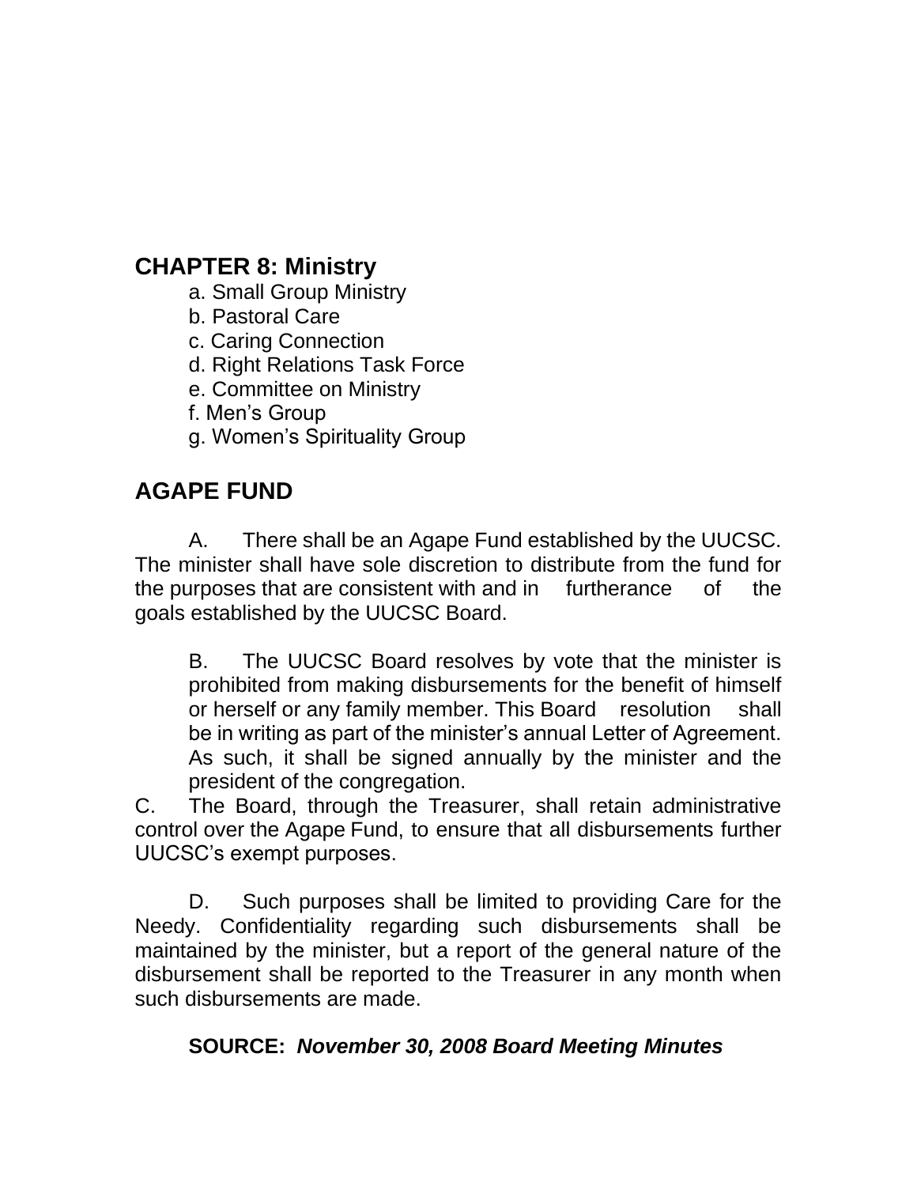## CHAPTER 8: Ministry

a. Small Group Ministry
b. Pastoral Care
c. Caring Connection
d. Right Relations Task Force
e. Committee on Ministry
f. Men's Group
g. Women's Spirituality Group

## AGAPE FUND

A. There shall be an Agape Fund established by the UUCSC. The minister shall have sole discretion to distribute from the fund for the purposes that are consistent with and in furtherance of the goals established by the UUCSC Board.

B. The UUCSC Board resolves by vote that the minister is prohibited from making disbursements for the benefit of himself or herself or any family member. This Board resolution shall be in writing as part of the minister's annual Letter of Agreement. As such, it shall be signed annually by the minister and the president of the congregation.

C. The Board, through the Treasurer, shall retain administrative control over the Agape Fund, to ensure that all disbursements further UUCSC's exempt purposes.

D. Such purposes shall be limited to providing Care for the Needy. Confidentiality regarding such disbursements shall be maintained by the minister, but a report of the general nature of the disbursement shall be reported to the Treasurer in any month when such disbursements are made.

**SOURCE:** ***November 30, 2008 Board Meeting Minutes***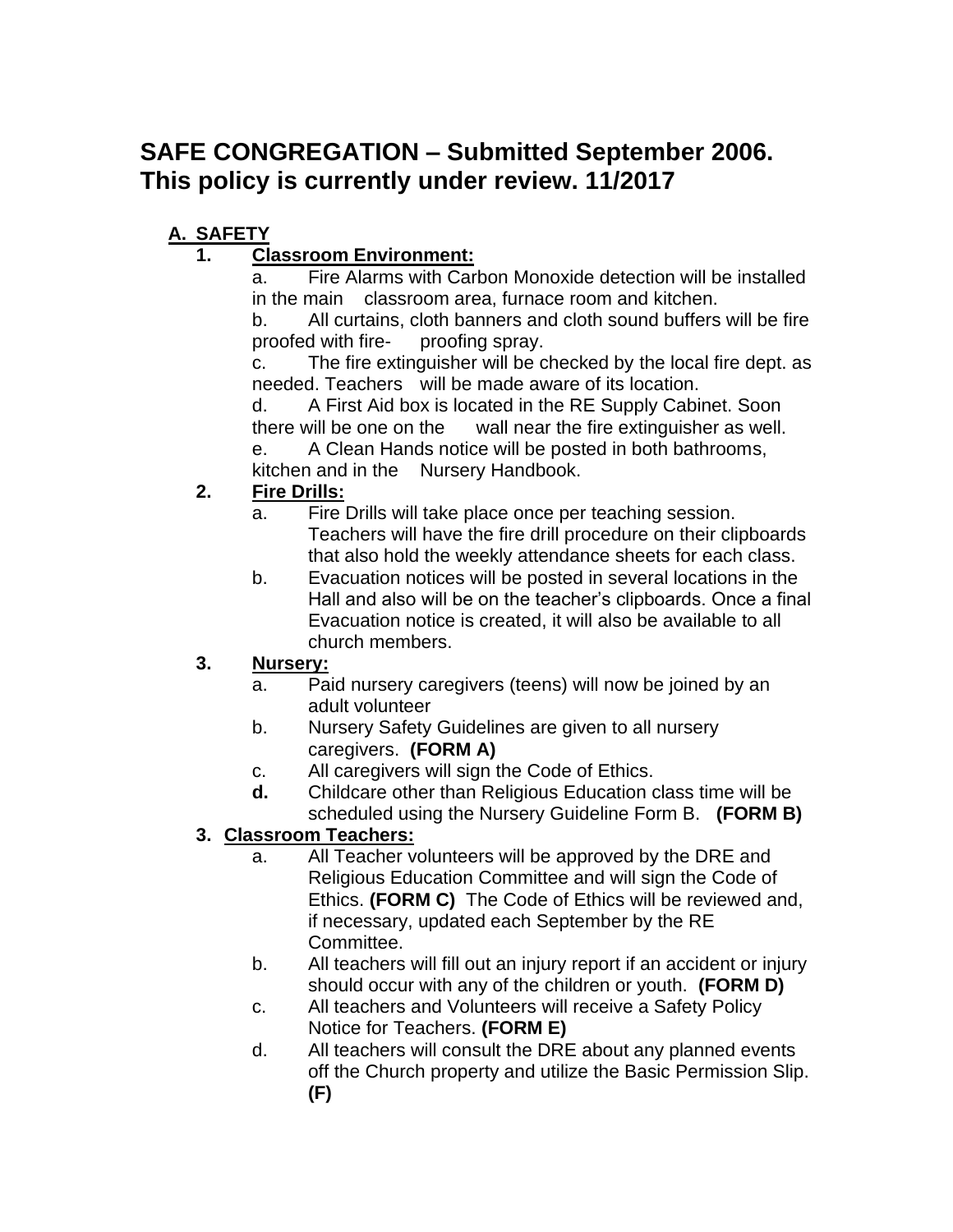# SAFE CONGREGATION – Submitted September 2006. This policy is currently under review. 11/2017

## A. SAFETY

### 1. Classroom Environment:

a. Fire Alarms with Carbon Monoxide detection will be installed in the main classroom area, furnace room and kitchen.

b. All curtains, cloth banners and cloth sound buffers will be fire proofed with fire- proofing spray.

c. The fire extinguisher will be checked by the local fire dept. as needed. Teachers will be made aware of its location.

d. A First Aid box is located in the RE Supply Cabinet. Soon there will be one on the wall near the fire extinguisher as well.

e. A Clean Hands notice will be posted in both bathrooms, kitchen and in the Nursery Handbook.

### 2. Fire Drills:

a. Fire Drills will take place once per teaching session. Teachers will have the fire drill procedure on their clipboards that also hold the weekly attendance sheets for each class.

b. Evacuation notices will be posted in several locations in the Hall and also will be on the teacher's clipboards. Once a final Evacuation notice is created, it will also be available to all church members.

### 3. Nursery:

a. Paid nursery caregivers (teens) will now be joined by an adult volunteer

b. Nursery Safety Guidelines are given to all nursery caregivers. **(FORM A)**

c. All caregivers will sign the Code of Ethics.

**d.** Childcare other than Religious Education class time will be scheduled using the Nursery Guideline Form B. **(FORM B)**

### 3. Classroom Teachers:

a. All Teacher volunteers will be approved by the DRE and Religious Education Committee and will sign the Code of Ethics. **(FORM C)** The Code of Ethics will be reviewed and, if necessary, updated each September by the RE Committee.

b. All teachers will fill out an injury report if an accident or injury should occur with any of the children or youth. **(FORM D)**

c. All teachers and Volunteers will receive a Safety Policy Notice for Teachers. **(FORM E)**

d. All teachers will consult the DRE about any planned events off the Church property and utilize the Basic Permission Slip. **(F)**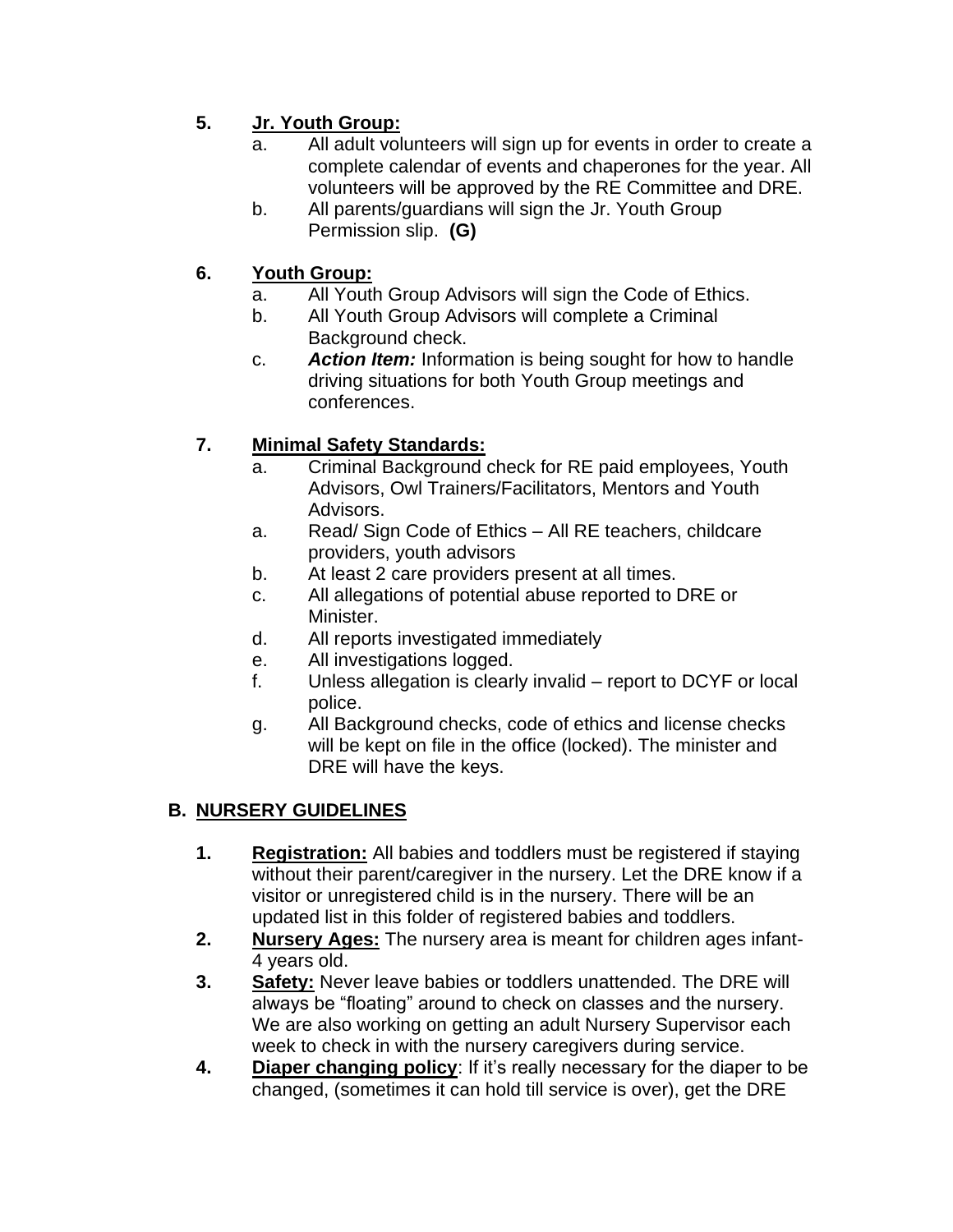5. **Jr. Youth Group:**
    a. All adult volunteers will sign up for events in order to create a complete calendar of events and chaperones for the year. All volunteers will be approved by the RE Committee and DRE.
    b. All parents/guardians will sign the Jr. Youth Group Permission slip. **(G)**

6. **Youth Group:**
    a. All Youth Group Advisors will sign the Code of Ethics.
    b. All Youth Group Advisors will complete a Criminal Background check.
    c. ***Action Item:*** Information is being sought for how to handle driving situations for both Youth Group meetings and conferences.

7. **Minimal Safety Standards:**
    a. Criminal Background check for RE paid employees, Youth Advisors, Owl Trainers/Facilitators, Mentors and Youth Advisors.
    a. Read/ Sign Code of Ethics – All RE teachers, childcare providers, youth advisors
    b. At least 2 care providers present at all times.
    c. All allegations of potential abuse reported to DRE or Minister.
    d. All reports investigated immediately
    e. All investigations logged.
    f. Unless allegation is clearly invalid – report to DCYF or local police.
    g. All Background checks, code of ethics and license checks will be kept on file in the office (locked). The minister and DRE will have the keys.

## B. NURSERY GUIDELINES

1. **Registration:** All babies and toddlers must be registered if staying without their parent/caregiver in the nursery. Let the DRE know if a visitor or unregistered child is in the nursery. There will be an updated list in this folder of registered babies and toddlers.
2. **Nursery Ages:** The nursery area is meant for children ages infant-4 years old.
3. **Safety:** Never leave babies or toddlers unattended. The DRE will always be "floating" around to check on classes and the nursery. We are also working on getting an adult Nursery Supervisor each week to check in with the nursery caregivers during service.
4. **Diaper changing policy**: If it's really necessary for the diaper to be changed, (sometimes it can hold till service is over), get the DRE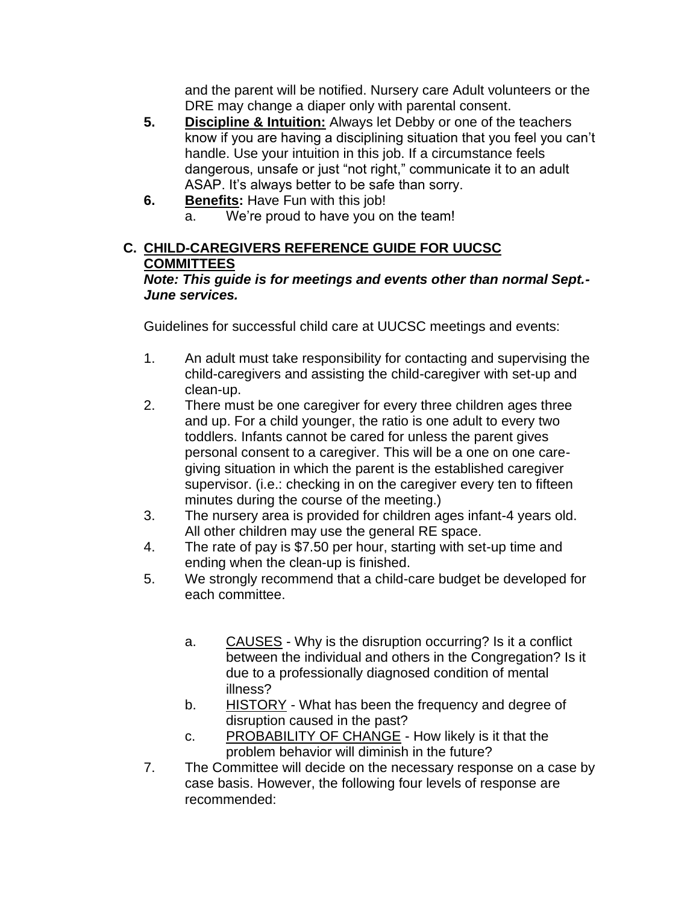and the parent will be notified. Nursery care Adult volunteers or the DRE may change a diaper only with parental consent.

5. **Discipline & Intuition:** Always let Debby or one of the teachers know if you are having a disciplining situation that you feel you can't handle. Use your intuition in this job. If a circumstance feels dangerous, unsafe or just "not right," communicate it to an adult ASAP. It's always better to be safe than sorry.
6. **Benefits:** Have Fun with this job!
   a. We're proud to have you on the team!

## C. CHILD-CAREGIVERS REFERENCE GUIDE FOR UUCSC COMMITTEES

***Note: This guide is for meetings and events other than normal Sept.-June services.***

Guidelines for successful child care at UUCSC meetings and events:

1. An adult must take responsibility for contacting and supervising the child-caregivers and assisting the child-caregiver with set-up and clean-up.
2. There must be one caregiver for every three children ages three and up. For a child younger, the ratio is one adult to every two toddlers. Infants cannot be cared for unless the parent gives personal consent to a caregiver. This will be a one on one care-giving situation in which the parent is the established caregiver supervisor. (i.e.: checking in on the caregiver every ten to fifteen minutes during the course of the meeting.)
3. The nursery area is provided for children ages infant-4 years old. All other children may use the general RE space.
4. The rate of pay is $7.50 per hour, starting with set-up time and ending when the clean-up is finished.
5. We strongly recommend that a child-care budget be developed for each committee.

   a. CAUSES - Why is the disruption occurring? Is it a conflict between the individual and others in the Congregation? Is it due to a professionally diagnosed condition of mental illness?
   b. HISTORY - What has been the frequency and degree of disruption caused in the past?
   c. PROBABILITY OF CHANGE - How likely is it that the problem behavior will diminish in the future?

7. The Committee will decide on the necessary response on a case by case basis. However, the following four levels of response are recommended: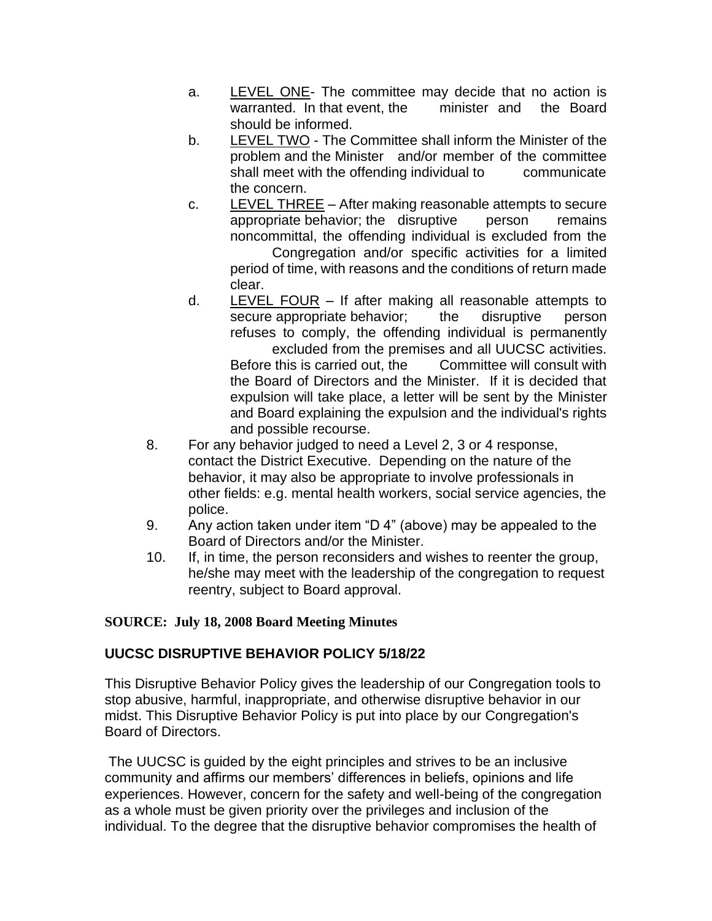a. LEVEL ONE- The committee may decide that no action is warranted. In that event, the minister and the Board should be informed.

b. LEVEL TWO - The Committee shall inform the Minister of the problem and the Minister and/or member of the committee shall meet with the offending individual to communicate the concern.

c. LEVEL THREE – After making reasonable attempts to secure appropriate behavior; the disruptive person remains noncommittal, the offending individual is excluded from the Congregation and/or specific activities for a limited period of time, with reasons and the conditions of return made clear.

d. LEVEL FOUR – If after making all reasonable attempts to secure appropriate behavior; the disruptive person refuses to comply, the offending individual is permanently excluded from the premises and all UUCSC activities. Before this is carried out, the Committee will consult with the Board of Directors and the Minister. If it is decided that expulsion will take place, a letter will be sent by the Minister and Board explaining the expulsion and the individual's rights and possible recourse.

8. For any behavior judged to need a Level 2, 3 or 4 response, contact the District Executive. Depending on the nature of the behavior, it may also be appropriate to involve professionals in other fields: e.g. mental health workers, social service agencies, the police.
9. Any action taken under item "D 4" (above) may be appealed to the Board of Directors and/or the Minister.
10. If, in time, the person reconsiders and wishes to reenter the group, he/she may meet with the leadership of the congregation to request reentry, subject to Board approval.

**SOURCE: July 18, 2008 Board Meeting Minutes**

**UUCSC DISRUPTIVE BEHAVIOR POLICY 5/18/22**

This Disruptive Behavior Policy gives the leadership of our Congregation tools to stop abusive, harmful, inappropriate, and otherwise disruptive behavior in our midst. This Disruptive Behavior Policy is put into place by our Congregation's Board of Directors.

The UUCSC is guided by the eight principles and strives to be an inclusive community and affirms our members' differences in beliefs, opinions and life experiences. However, concern for the safety and well-being of the congregation as a whole must be given priority over the privileges and inclusion of the individual. To the degree that the disruptive behavior compromises the health of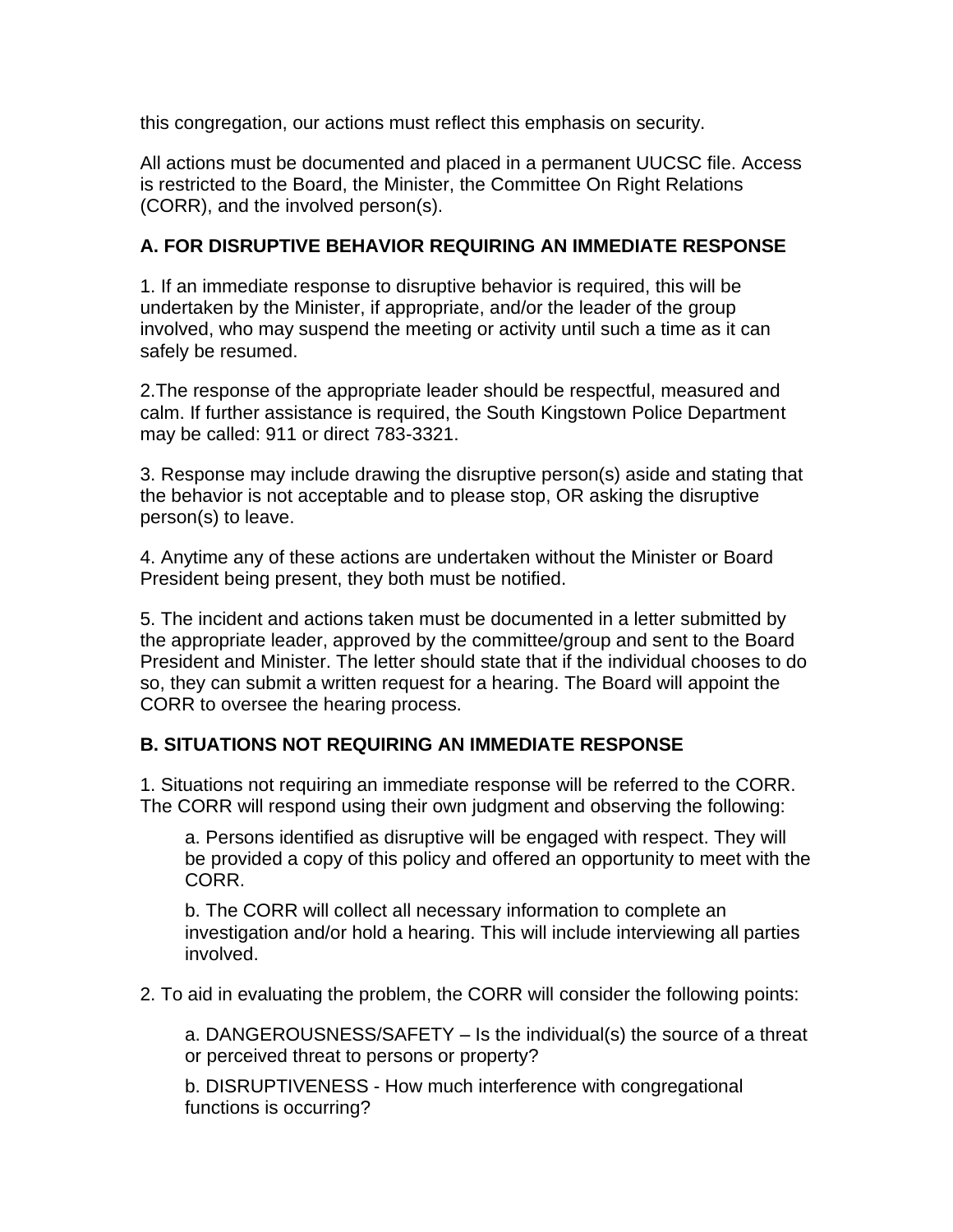this congregation, our actions must reflect this emphasis on security.

All actions must be documented and placed in a permanent UUCSC file. Access is restricted to the Board, the Minister, the Committee On Right Relations (CORR), and the involved person(s).

**A. FOR DISRUPTIVE BEHAVIOR REQUIRING AN IMMEDIATE RESPONSE**

1. If an immediate response to disruptive behavior is required, this will be undertaken by the Minister, if appropriate, and/or the leader of the group involved, who may suspend the meeting or activity until such a time as it can safely be resumed.

2.The response of the appropriate leader should be respectful, measured and calm. If further assistance is required, the South Kingstown Police Department may be called: 911 or direct 783-3321.

3. Response may include drawing the disruptive person(s) aside and stating that the behavior is not acceptable and to please stop, OR asking the disruptive person(s) to leave.

4. Anytime any of these actions are undertaken without the Minister or Board President being present, they both must be notified.

5. The incident and actions taken must be documented in a letter submitted by the appropriate leader, approved by the committee/group and sent to the Board President and Minister. The letter should state that if the individual chooses to do so, they can submit a written request for a hearing. The Board will appoint the CORR to oversee the hearing process.

**B. SITUATIONS NOT REQUIRING AN IMMEDIATE RESPONSE**

1. Situations not requiring an immediate response will be referred to the CORR. The CORR will respond using their own judgment and observing the following:

   a. Persons identified as disruptive will be engaged with respect. They will be provided a copy of this policy and offered an opportunity to meet with the CORR.

   b. The CORR will collect all necessary information to complete an investigation and/or hold a hearing. This will include interviewing all parties involved.

2. To aid in evaluating the problem, the CORR will consider the following points:

   a. DANGEROUSNESS/SAFETY – Is the individual(s) the source of a threat or perceived threat to persons or property?

   b. DISRUPTIVENESS - How much interference with congregational functions is occurring?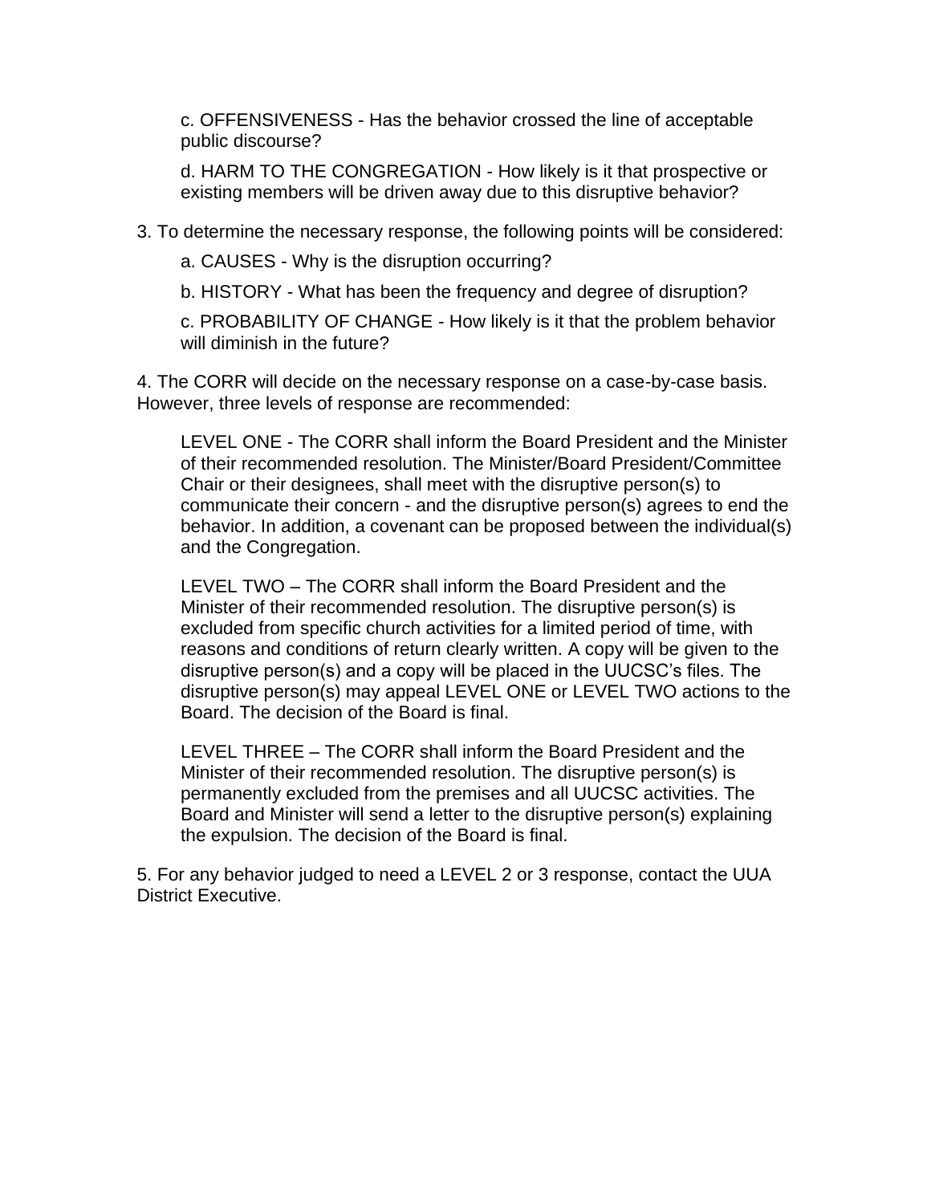c. OFFENSIVENESS - Has the behavior crossed the line of acceptable public discourse?

d. HARM TO THE CONGREGATION - How likely is it that prospective or existing members will be driven away due to this disruptive behavior?

3. To determine the necessary response, the following points will be considered:

   a. CAUSES - Why is the disruption occurring?

   b. HISTORY - What has been the frequency and degree of disruption?

   c. PROBABILITY OF CHANGE - How likely is it that the problem behavior will diminish in the future?

4. The CORR will decide on the necessary response on a case-by-case basis. However, three levels of response are recommended:

   LEVEL ONE - The CORR shall inform the Board President and the Minister of their recommended resolution. The Minister/Board President/Committee Chair or their designees, shall meet with the disruptive person(s) to communicate their concern - and the disruptive person(s) agrees to end the behavior. In addition, a covenant can be proposed between the individual(s) and the Congregation.

   LEVEL TWO – The CORR shall inform the Board President and the Minister of their recommended resolution. The disruptive person(s) is excluded from specific church activities for a limited period of time, with reasons and conditions of return clearly written. A copy will be given to the disruptive person(s) and a copy will be placed in the UUCSC's files. The disruptive person(s) may appeal LEVEL ONE or LEVEL TWO actions to the Board. The decision of the Board is final.

   LEVEL THREE – The CORR shall inform the Board President and the Minister of their recommended resolution. The disruptive person(s) is permanently excluded from the premises and all UUCSC activities. The Board and Minister will send a letter to the disruptive person(s) explaining the expulsion. The decision of the Board is final.

5. For any behavior judged to need a LEVEL 2 or 3 response, contact the UUA District Executive.